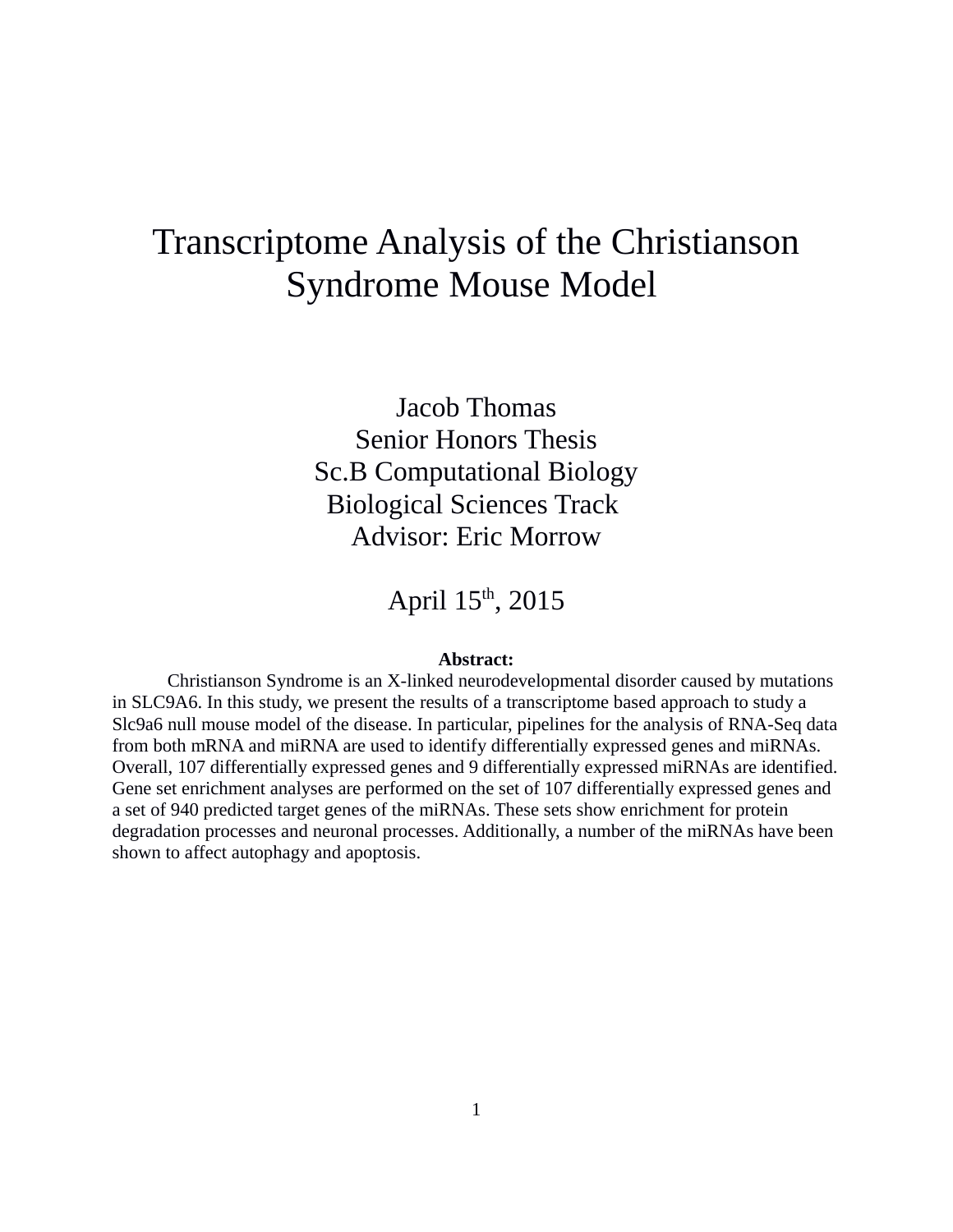# Transcriptome Analysis of the Christianson Syndrome Mouse Model

Jacob Thomas
Senior Honors Thesis
Sc.B Computational Biology
Biological Sciences Track
Advisor: Eric Morrow

April 15th, 2015

**Abstract:**

Christianson Syndrome is an X-linked neurodevelopmental disorder caused by mutations in SLC9A6. In this study, we present the results of a transcriptome based approach to study a Slc9a6 null mouse model of the disease. In particular, pipelines for the analysis of RNA-Seq data from both mRNA and miRNA are used to identify differentially expressed genes and miRNAs. Overall, 107 differentially expressed genes and 9 differentially expressed miRNAs are identified. Gene set enrichment analyses are performed on the set of 107 differentially expressed genes and a set of 940 predicted target genes of the miRNAs. These sets show enrichment for protein degradation processes and neuronal processes. Additionally, a number of the miRNAs have been shown to affect autophagy and apoptosis.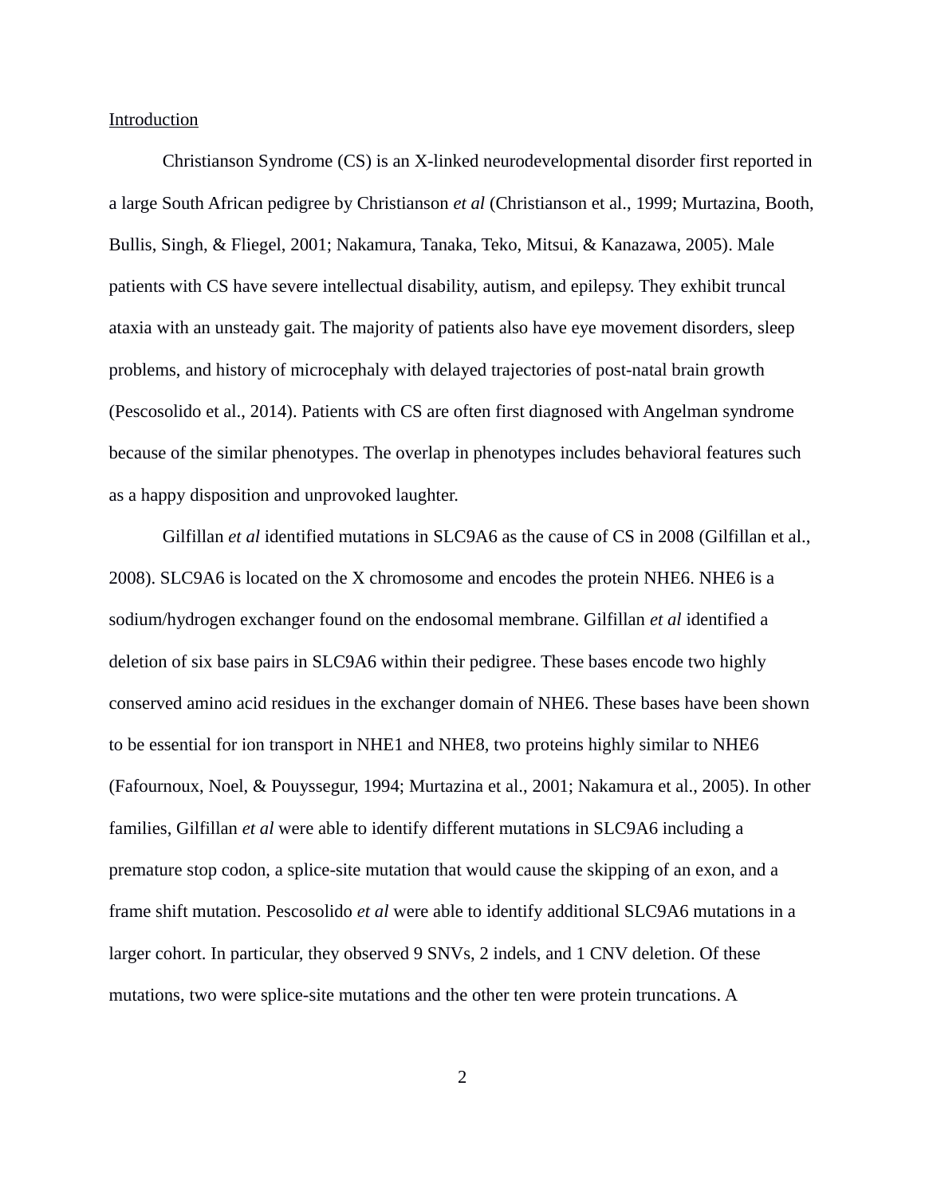Introduction

Christianson Syndrome (CS) is an X-linked neurodevelopmental disorder first reported in a large South African pedigree by Christianson *et al* (Christianson et al., 1999; Murtazina, Booth, Bullis, Singh, & Fliegel, 2001; Nakamura, Tanaka, Teko, Mitsui, & Kanazawa, 2005). Male patients with CS have severe intellectual disability, autism, and epilepsy. They exhibit truncal ataxia with an unsteady gait. The majority of patients also have eye movement disorders, sleep problems, and history of microcephaly with delayed trajectories of post-natal brain growth (Pescosolido et al., 2014). Patients with CS are often first diagnosed with Angelman syndrome because of the similar phenotypes. The overlap in phenotypes includes behavioral features such as a happy disposition and unprovoked laughter.

Gilfillan *et al* identified mutations in SLC9A6 as the cause of CS in 2008 (Gilfillan et al., 2008). SLC9A6 is located on the X chromosome and encodes the protein NHE6. NHE6 is a sodium/hydrogen exchanger found on the endosomal membrane. Gilfillan *et al* identified a deletion of six base pairs in SLC9A6 within their pedigree. These bases encode two highly conserved amino acid residues in the exchanger domain of NHE6. These bases have been shown to be essential for ion transport in NHE1 and NHE8, two proteins highly similar to NHE6 (Fafournoux, Noel, & Pouyssegur, 1994; Murtazina et al., 2001; Nakamura et al., 2005). In other families, Gilfillan *et al* were able to identify different mutations in SLC9A6 including a premature stop codon, a splice-site mutation that would cause the skipping of an exon, and a frame shift mutation. Pescosolido *et al* were able to identify additional SLC9A6 mutations in a larger cohort. In particular, they observed 9 SNVs, 2 indels, and 1 CNV deletion. Of these mutations, two were splice-site mutations and the other ten were protein truncations. A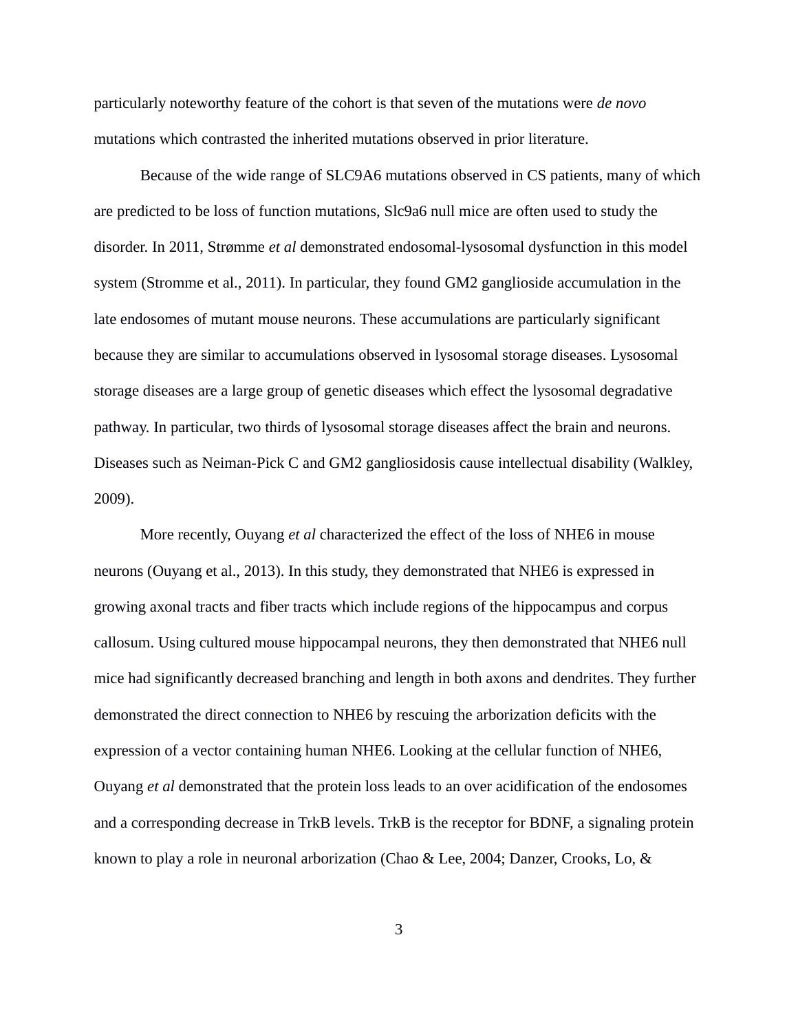particularly noteworthy feature of the cohort is that seven of the mutations were *de novo* mutations which contrasted the inherited mutations observed in prior literature.

Because of the wide range of SLC9A6 mutations observed in CS patients, many of which are predicted to be loss of function mutations, Slc9a6 null mice are often used to study the disorder. In 2011, Strømme *et al* demonstrated endosomal-lysosomal dysfunction in this model system (Stromme et al., 2011). In particular, they found GM2 ganglioside accumulation in the late endosomes of mutant mouse neurons. These accumulations are particularly significant because they are similar to accumulations observed in lysosomal storage diseases. Lysosomal storage diseases are a large group of genetic diseases which effect the lysosomal degradative pathway. In particular, two thirds of lysosomal storage diseases affect the brain and neurons. Diseases such as Neiman-Pick C and GM2 gangliosidosis cause intellectual disability (Walkley, 2009).

More recently, Ouyang *et al* characterized the effect of the loss of NHE6 in mouse neurons (Ouyang et al., 2013). In this study, they demonstrated that NHE6 is expressed in growing axonal tracts and fiber tracts which include regions of the hippocampus and corpus callosum. Using cultured mouse hippocampal neurons, they then demonstrated that NHE6 null mice had significantly decreased branching and length in both axons and dendrites. They further demonstrated the direct connection to NHE6 by rescuing the arborization deficits with the expression of a vector containing human NHE6. Looking at the cellular function of NHE6, Ouyang *et al* demonstrated that the protein loss leads to an over acidification of the endosomes and a corresponding decrease in TrkB levels. TrkB is the receptor for BDNF, a signaling protein known to play a role in neuronal arborization (Chao & Lee, 2004; Danzer, Crooks, Lo, &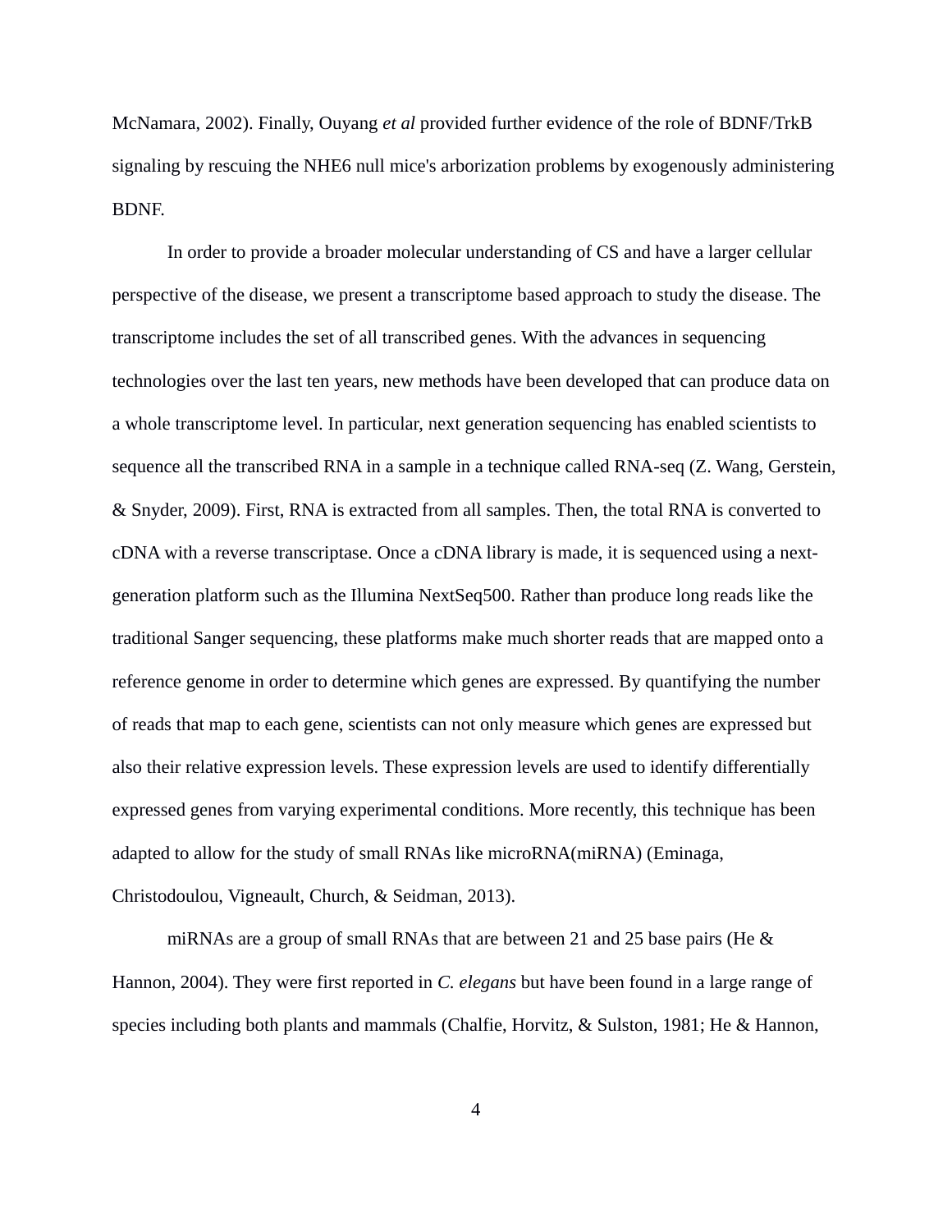McNamara, 2002). Finally, Ouyang *et al* provided further evidence of the role of BDNF/TrkB signaling by rescuing the NHE6 null mice's arborization problems by exogenously administering BDNF.

In order to provide a broader molecular understanding of CS and have a larger cellular perspective of the disease, we present a transcriptome based approach to study the disease. The transcriptome includes the set of all transcribed genes. With the advances in sequencing technologies over the last ten years, new methods have been developed that can produce data on a whole transcriptome level. In particular, next generation sequencing has enabled scientists to sequence all the transcribed RNA in a sample in a technique called RNA-seq (Z. Wang, Gerstein, & Snyder, 2009). First, RNA is extracted from all samples. Then, the total RNA is converted to cDNA with a reverse transcriptase. Once a cDNA library is made, it is sequenced using a next-generation platform such as the Illumina NextSeq500. Rather than produce long reads like the traditional Sanger sequencing, these platforms make much shorter reads that are mapped onto a reference genome in order to determine which genes are expressed. By quantifying the number of reads that map to each gene, scientists can not only measure which genes are expressed but also their relative expression levels. These expression levels are used to identify differentially expressed genes from varying experimental conditions. More recently, this technique has been adapted to allow for the study of small RNAs like microRNA(miRNA) (Eminaga, Christodoulou, Vigneault, Church, & Seidman, 2013).

miRNAs are a group of small RNAs that are between 21 and 25 base pairs (He & Hannon, 2004). They were first reported in *C. elegans* but have been found in a large range of species including both plants and mammals (Chalfie, Horvitz, & Sulston, 1981; He & Hannon,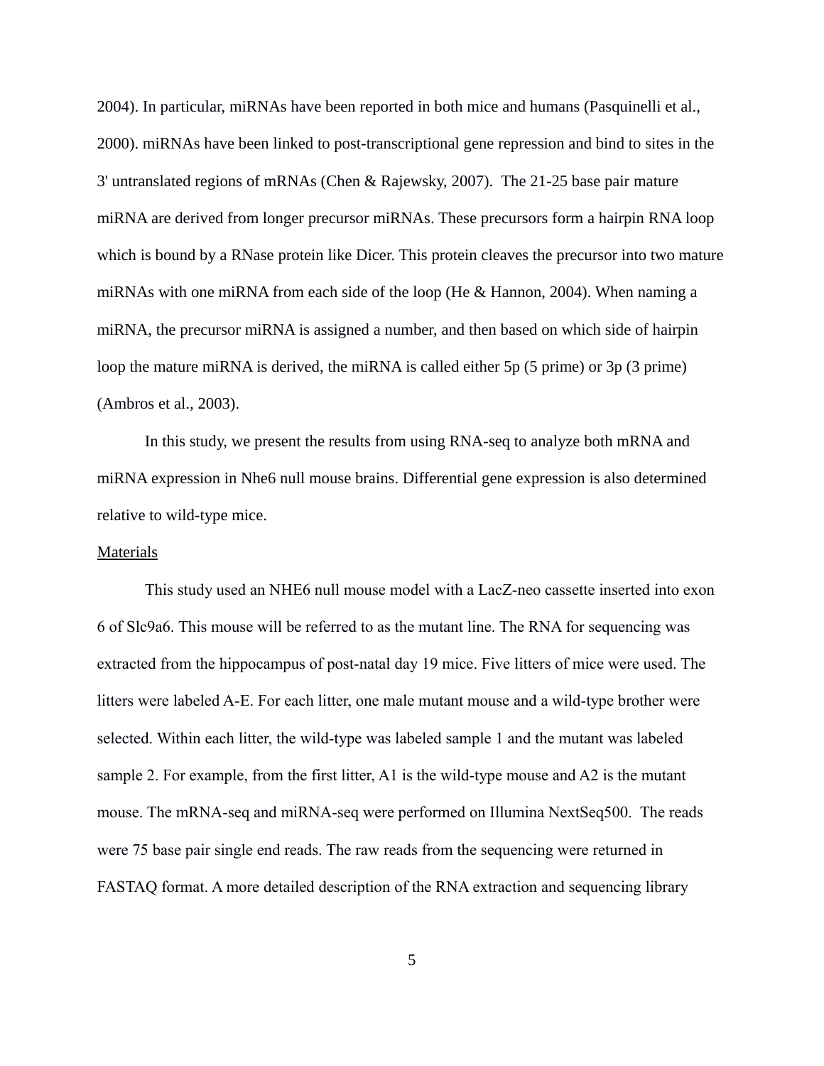2004). In particular, miRNAs have been reported in both mice and humans (Pasquinelli et al., 2000). miRNAs have been linked to post-transcriptional gene repression and bind to sites in the 3' untranslated regions of mRNAs (Chen & Rajewsky, 2007). The 21-25 base pair mature miRNA are derived from longer precursor miRNAs. These precursors form a hairpin RNA loop which is bound by a RNase protein like Dicer. This protein cleaves the precursor into two mature miRNAs with one miRNA from each side of the loop (He & Hannon, 2004). When naming a miRNA, the precursor miRNA is assigned a number, and then based on which side of hairpin loop the mature miRNA is derived, the miRNA is called either 5p (5 prime) or 3p (3 prime) (Ambros et al., 2003).

In this study, we present the results from using RNA-seq to analyze both mRNA and miRNA expression in Nhe6 null mouse brains. Differential gene expression is also determined relative to wild-type mice.

## Materials

This study used an NHE6 null mouse model with a LacZ-neo cassette inserted into exon 6 of Slc9a6. This mouse will be referred to as the mutant line. The RNA for sequencing was extracted from the hippocampus of post-natal day 19 mice. Five litters of mice were used. The litters were labeled A-E. For each litter, one male mutant mouse and a wild-type brother were selected. Within each litter, the wild-type was labeled sample 1 and the mutant was labeled sample 2. For example, from the first litter, A1 is the wild-type mouse and A2 is the mutant mouse. The mRNA-seq and miRNA-seq were performed on Illumina NextSeq500. The reads were 75 base pair single end reads. The raw reads from the sequencing were returned in FASTAQ format. A more detailed description of the RNA extraction and sequencing library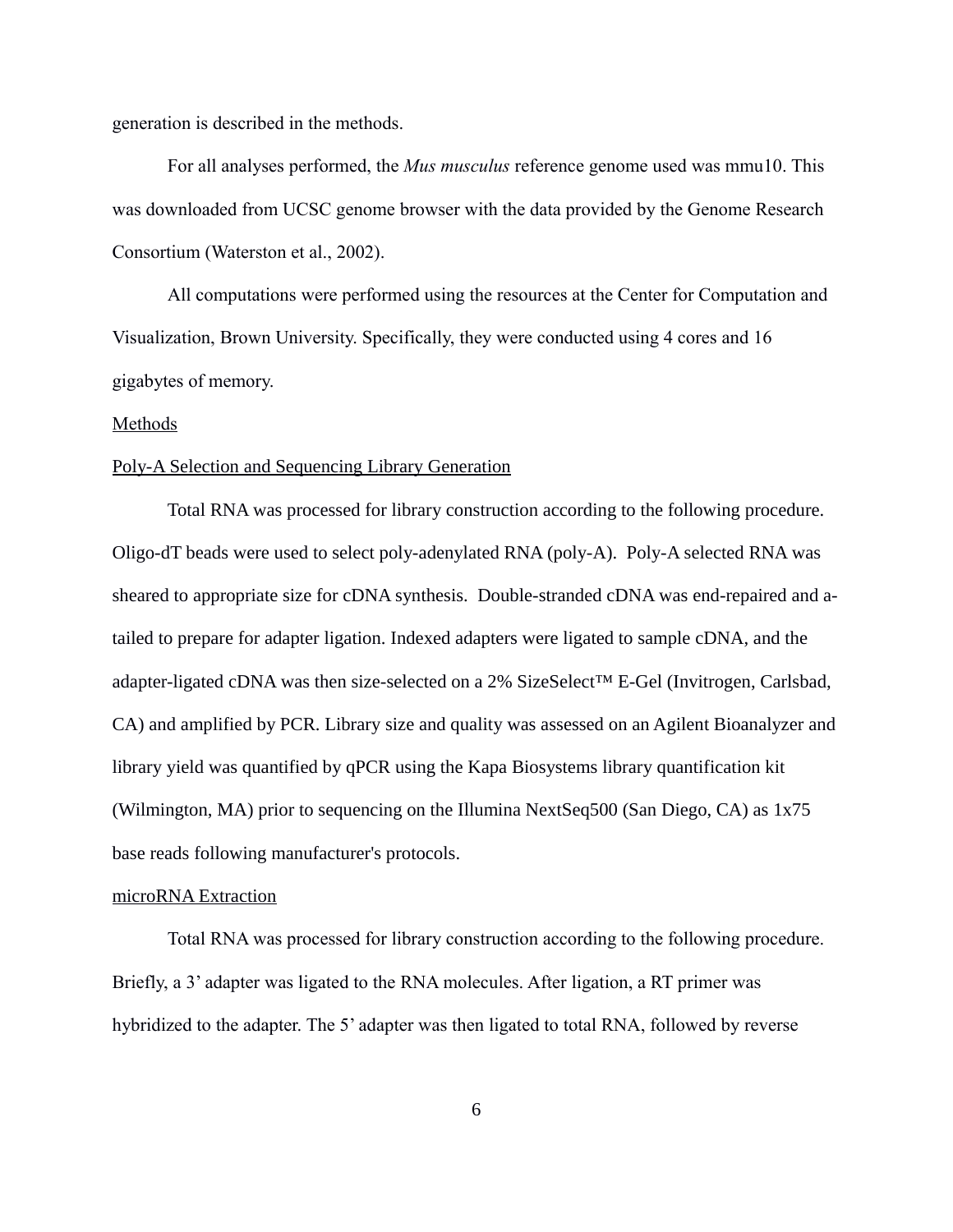generation is described in the methods.

For all analyses performed, the *Mus musculus* reference genome used was mmu10. This was downloaded from UCSC genome browser with the data provided by the Genome Research Consortium (Waterston et al., 2002).

All computations were performed using the resources at the Center for Computation and Visualization, Brown University. Specifically, they were conducted using 4 cores and 16 gigabytes of memory.

## Methods

### Poly-A Selection and Sequencing Library Generation

Total RNA was processed for library construction according to the following procedure. Oligo-dT beads were used to select poly-adenylated RNA (poly-A). Poly-A selected RNA was sheared to appropriate size for cDNA synthesis. Double-stranded cDNA was end-repaired and a-tailed to prepare for adapter ligation. Indexed adapters were ligated to sample cDNA, and the adapter-ligated cDNA was then size-selected on a 2% SizeSelect™ E-Gel (Invitrogen, Carlsbad, CA) and amplified by PCR. Library size and quality was assessed on an Agilent Bioanalyzer and library yield was quantified by qPCR using the Kapa Biosystems library quantification kit (Wilmington, MA) prior to sequencing on the Illumina NextSeq500 (San Diego, CA) as 1x75 base reads following manufacturer's protocols.

### microRNA Extraction

Total RNA was processed for library construction according to the following procedure. Briefly, a 3' adapter was ligated to the RNA molecules. After ligation, a RT primer was hybridized to the adapter. The 5' adapter was then ligated to total RNA, followed by reverse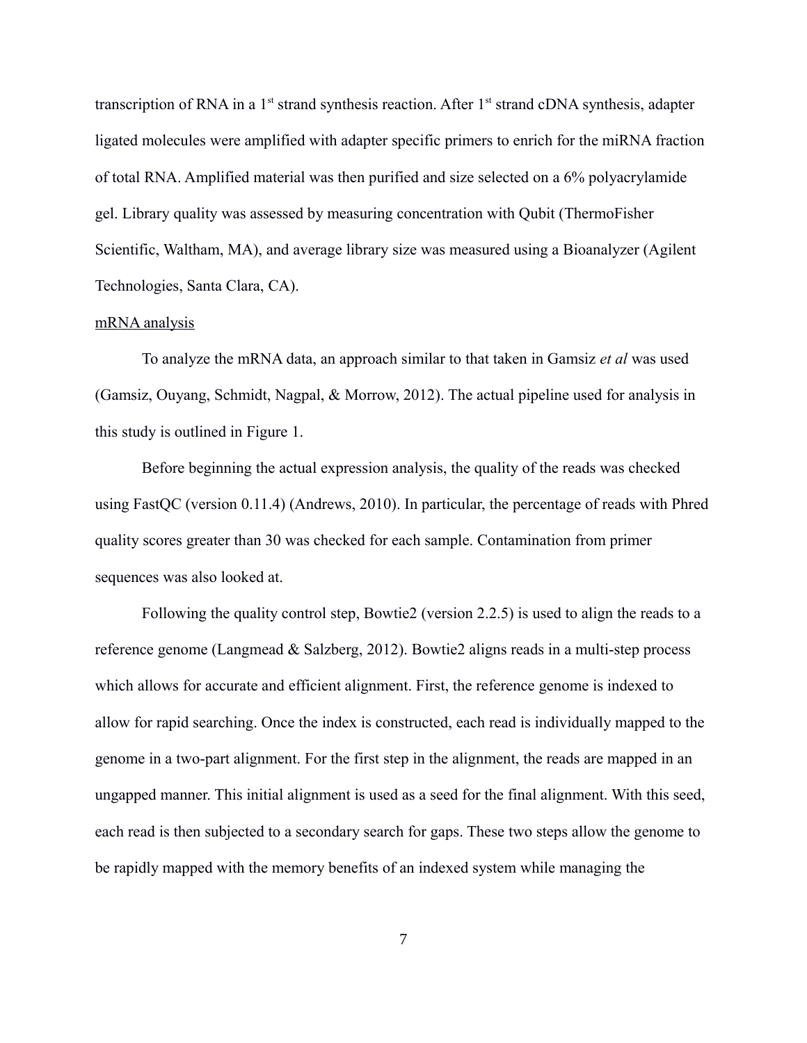transcription of RNA in a 1st strand synthesis reaction. After 1st strand cDNA synthesis, adapter ligated molecules were amplified with adapter specific primers to enrich for the miRNA fraction of total RNA. Amplified material was then purified and size selected on a 6% polyacrylamide gel. Library quality was assessed by measuring concentration with Qubit (ThermoFisher Scientific, Waltham, MA), and average library size was measured using a Bioanalyzer (Agilent Technologies, Santa Clara, CA).

<u>mRNA analysis</u>

To analyze the mRNA data, an approach similar to that taken in Gamsiz *et al* was used (Gamsiz, Ouyang, Schmidt, Nagpal, & Morrow, 2012). The actual pipeline used for analysis in this study is outlined in Figure 1.

Before beginning the actual expression analysis, the quality of the reads was checked using FastQC (version 0.11.4) (Andrews, 2010). In particular, the percentage of reads with Phred quality scores greater than 30 was checked for each sample. Contamination from primer sequences was also looked at.

Following the quality control step, Bowtie2 (version 2.2.5) is used to align the reads to a reference genome (Langmead & Salzberg, 2012). Bowtie2 aligns reads in a multi-step process which allows for accurate and efficient alignment. First, the reference genome is indexed to allow for rapid searching. Once the index is constructed, each read is individually mapped to the genome in a two-part alignment. For the first step in the alignment, the reads are mapped in an ungapped manner. This initial alignment is used as a seed for the final alignment. With this seed, each read is then subjected to a secondary search for gaps. These two steps allow the genome to be rapidly mapped with the memory benefits of an indexed system while managing the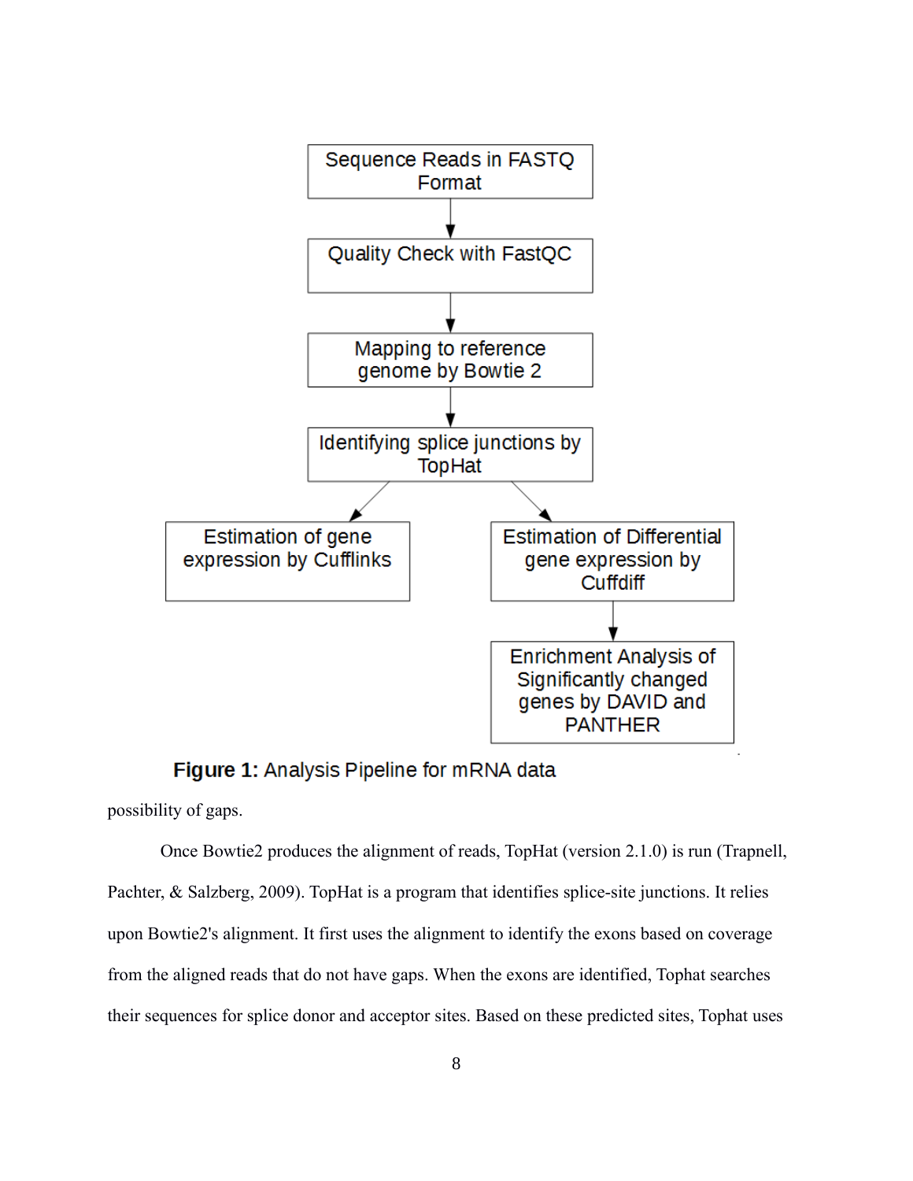Sequence Reads in FASTQ Format

Quality Check with FastQC

Mapping to reference genome by Bowtie 2

Identifying splice junctions by TopHat

Estimation of gene expression by Cufflinks

Estimation of Differential gene expression by Cuffdiff

Enrichment Analysis of Significantly changed genes by DAVID and PANTHER

**Figure 1:** Analysis Pipeline for mRNA data

possibility of gaps.

Once Bowtie2 produces the alignment of reads, TopHat (version 2.1.0) is run (Trapnell, Pachter, & Salzberg, 2009). TopHat is a program that identifies splice-site junctions. It relies upon Bowtie2's alignment. It first uses the alignment to identify the exons based on coverage from the aligned reads that do not have gaps. When the exons are identified, Tophat searches their sequences for splice donor and acceptor sites. Based on these predicted sites, Tophat uses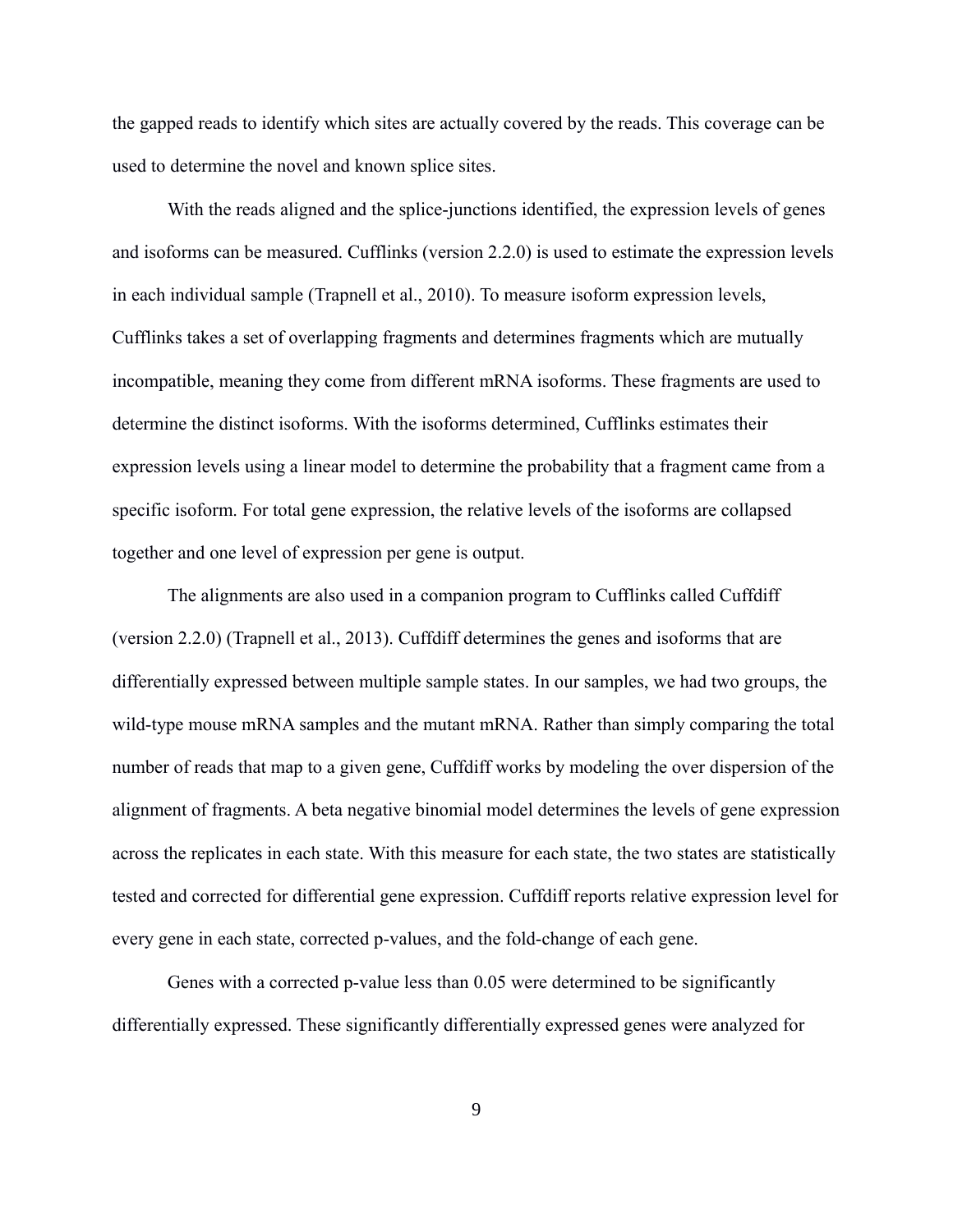the gapped reads to identify which sites are actually covered by the reads. This coverage can be used to determine the novel and known splice sites.

With the reads aligned and the splice-junctions identified, the expression levels of genes and isoforms can be measured. Cufflinks (version 2.2.0) is used to estimate the expression levels in each individual sample (Trapnell et al., 2010). To measure isoform expression levels, Cufflinks takes a set of overlapping fragments and determines fragments which are mutually incompatible, meaning they come from different mRNA isoforms. These fragments are used to determine the distinct isoforms. With the isoforms determined, Cufflinks estimates their expression levels using a linear model to determine the probability that a fragment came from a specific isoform. For total gene expression, the relative levels of the isoforms are collapsed together and one level of expression per gene is output.

The alignments are also used in a companion program to Cufflinks called Cuffdiff (version 2.2.0) (Trapnell et al., 2013). Cuffdiff determines the genes and isoforms that are differentially expressed between multiple sample states. In our samples, we had two groups, the wild-type mouse mRNA samples and the mutant mRNA. Rather than simply comparing the total number of reads that map to a given gene, Cuffdiff works by modeling the over dispersion of the alignment of fragments. A beta negative binomial model determines the levels of gene expression across the replicates in each state. With this measure for each state, the two states are statistically tested and corrected for differential gene expression. Cuffdiff reports relative expression level for every gene in each state, corrected p-values, and the fold-change of each gene.

Genes with a corrected p-value less than 0.05 were determined to be significantly differentially expressed. These significantly differentially expressed genes were analyzed for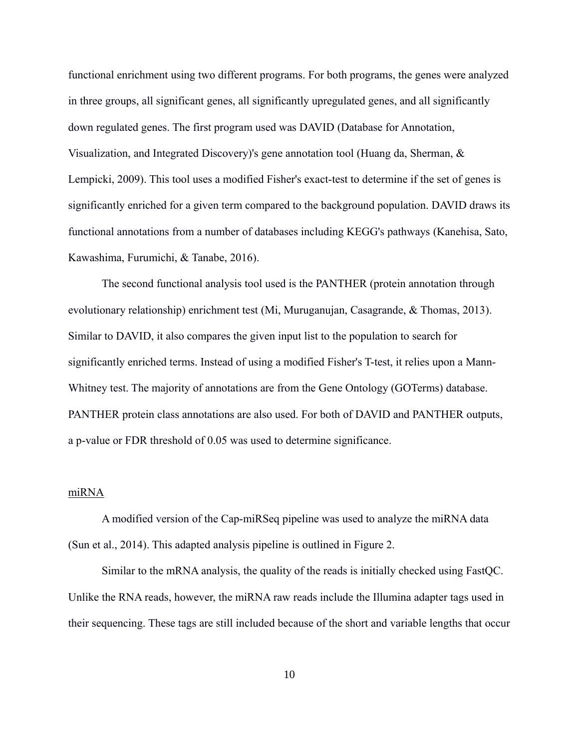functional enrichment using two different programs. For both programs, the genes were analyzed in three groups, all significant genes, all significantly upregulated genes, and all significantly down regulated genes. The first program used was DAVID (Database for Annotation, Visualization, and Integrated Discovery)'s gene annotation tool (Huang da, Sherman, & Lempicki, 2009). This tool uses a modified Fisher's exact-test to determine if the set of genes is significantly enriched for a given term compared to the background population. DAVID draws its functional annotations from a number of databases including KEGG's pathways (Kanehisa, Sato, Kawashima, Furumichi, & Tanabe, 2016).

The second functional analysis tool used is the PANTHER (protein annotation through evolutionary relationship) enrichment test (Mi, Muruganujan, Casagrande, & Thomas, 2013). Similar to DAVID, it also compares the given input list to the population to search for significantly enriched terms. Instead of using a modified Fisher's T-test, it relies upon a Mann-Whitney test. The majority of annotations are from the Gene Ontology (GOTerms) database. PANTHER protein class annotations are also used. For both of DAVID and PANTHER outputs, a p-value or FDR threshold of 0.05 was used to determine significance.

miRNA

A modified version of the Cap-miRSeq pipeline was used to analyze the miRNA data (Sun et al., 2014). This adapted analysis pipeline is outlined in Figure 2.

Similar to the mRNA analysis, the quality of the reads is initially checked using FastQC. Unlike the RNA reads, however, the miRNA raw reads include the Illumina adapter tags used in their sequencing. These tags are still included because of the short and variable lengths that occur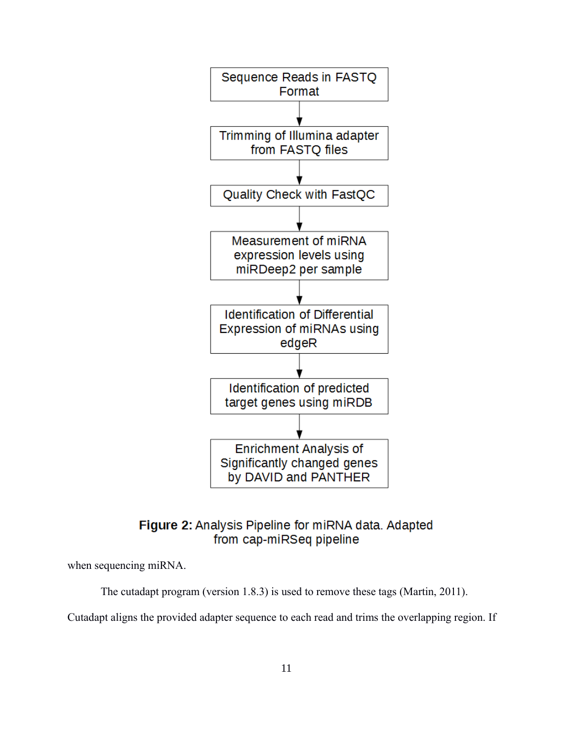Sequence Reads in FASTQ Format

↓

Trimming of Illumina adapter from FASTQ files

↓

Quality Check with FastQC

↓

Measurement of miRNA expression levels using miRDeep2 per sample

↓

Identification of Differential Expression of miRNAs using edgeR

↓

Identification of predicted target genes using miRDB

↓

Enrichment Analysis of Significantly changed genes by DAVID and PANTHER

**Figure 2:** Analysis Pipeline for miRNA data. Adapted from cap-miRSeq pipeline

when sequencing miRNA.

The cutadapt program (version 1.8.3) is used to remove these tags (Martin, 2011). Cutadapt aligns the provided adapter sequence to each read and trims the overlapping region. If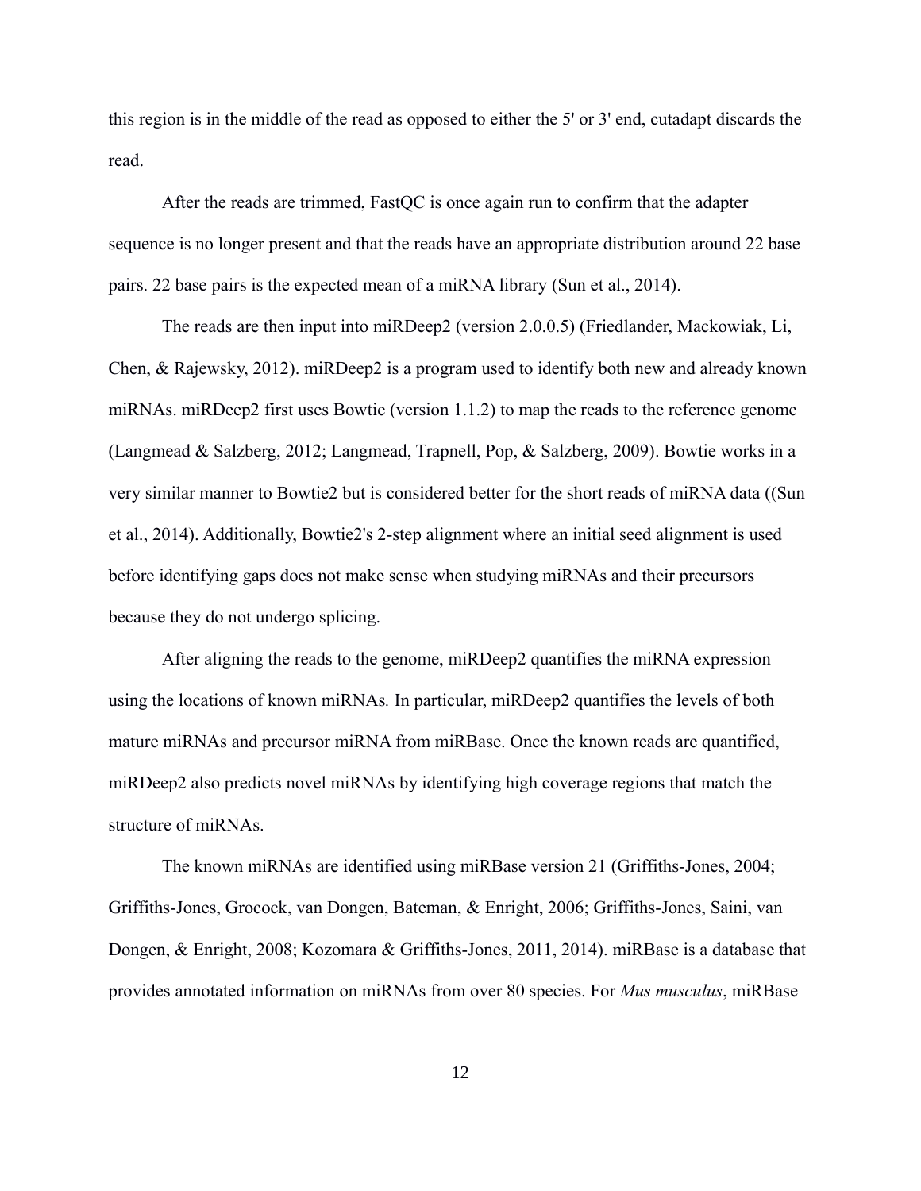this region is in the middle of the read as opposed to either the 5' or 3' end, cutadapt discards the read.

After the reads are trimmed, FastQC is once again run to confirm that the adapter sequence is no longer present and that the reads have an appropriate distribution around 22 base pairs. 22 base pairs is the expected mean of a miRNA library (Sun et al., 2014).

The reads are then input into miRDeep2 (version 2.0.0.5) (Friedlander, Mackowiak, Li, Chen, & Rajewsky, 2012). miRDeep2 is a program used to identify both new and already known miRNAs. miRDeep2 first uses Bowtie (version 1.1.2) to map the reads to the reference genome (Langmead & Salzberg, 2012; Langmead, Trapnell, Pop, & Salzberg, 2009). Bowtie works in a very similar manner to Bowtie2 but is considered better for the short reads of miRNA data ((Sun et al., 2014). Additionally, Bowtie2's 2-step alignment where an initial seed alignment is used before identifying gaps does not make sense when studying miRNAs and their precursors because they do not undergo splicing.

After aligning the reads to the genome, miRDeep2 quantifies the miRNA expression using the locations of known miRNAs*.* In particular, miRDeep2 quantifies the levels of both mature miRNAs and precursor miRNA from miRBase. Once the known reads are quantified, miRDeep2 also predicts novel miRNAs by identifying high coverage regions that match the structure of miRNAs.

The known miRNAs are identified using miRBase version 21 (Griffiths-Jones, 2004; Griffiths-Jones, Grocock, van Dongen, Bateman, & Enright, 2006; Griffiths-Jones, Saini, van Dongen, & Enright, 2008; Kozomara & Griffiths-Jones, 2011, 2014). miRBase is a database that provides annotated information on miRNAs from over 80 species. For *Mus musculus*, miRBase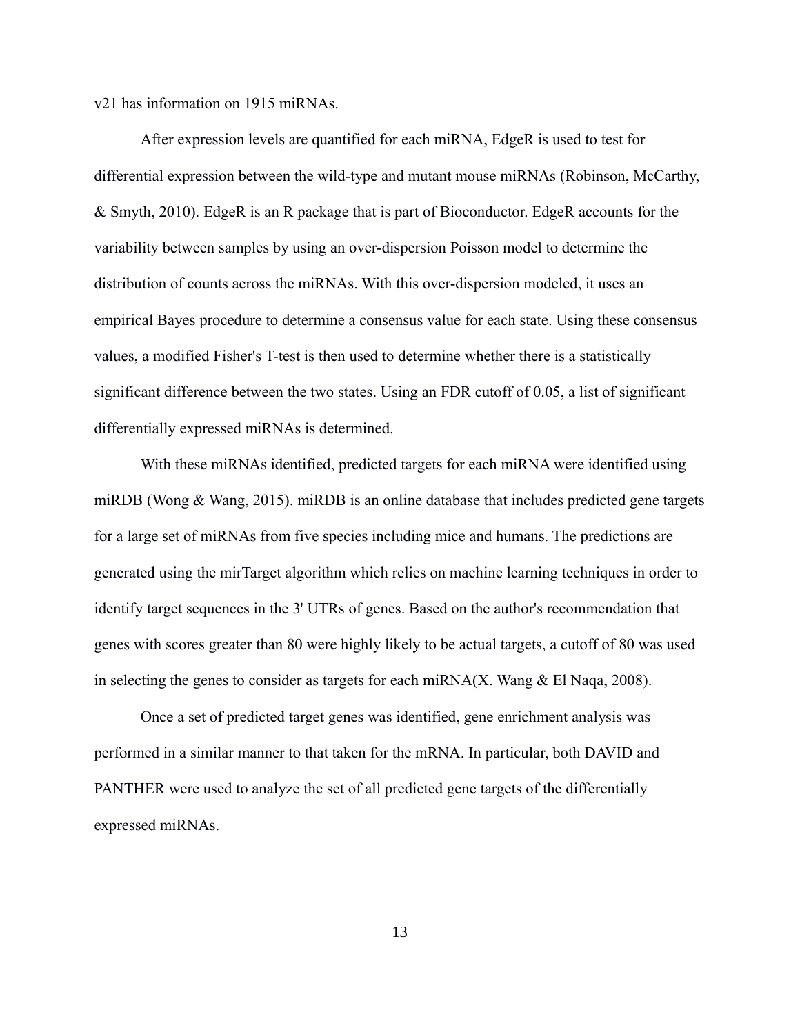v21 has information on 1915 miRNAs.

After expression levels are quantified for each miRNA, EdgeR is used to test for differential expression between the wild-type and mutant mouse miRNAs (Robinson, McCarthy, & Smyth, 2010). EdgeR is an R package that is part of Bioconductor. EdgeR accounts for the variability between samples by using an over-dispersion Poisson model to determine the distribution of counts across the miRNAs. With this over-dispersion modeled, it uses an empirical Bayes procedure to determine a consensus value for each state. Using these consensus values, a modified Fisher's T-test is then used to determine whether there is a statistically significant difference between the two states. Using an FDR cutoff of 0.05, a list of significant differentially expressed miRNAs is determined.

With these miRNAs identified, predicted targets for each miRNA were identified using miRDB (Wong & Wang, 2015). miRDB is an online database that includes predicted gene targets for a large set of miRNAs from five species including mice and humans. The predictions are generated using the mirTarget algorithm which relies on machine learning techniques in order to identify target sequences in the 3' UTRs of genes. Based on the author's recommendation that genes with scores greater than 80 were highly likely to be actual targets, a cutoff of 80 was used in selecting the genes to consider as targets for each miRNA(X. Wang & El Naqa, 2008).

Once a set of predicted target genes was identified, gene enrichment analysis was performed in a similar manner to that taken for the mRNA. In particular, both DAVID and PANTHER were used to analyze the set of all predicted gene targets of the differentially expressed miRNAs.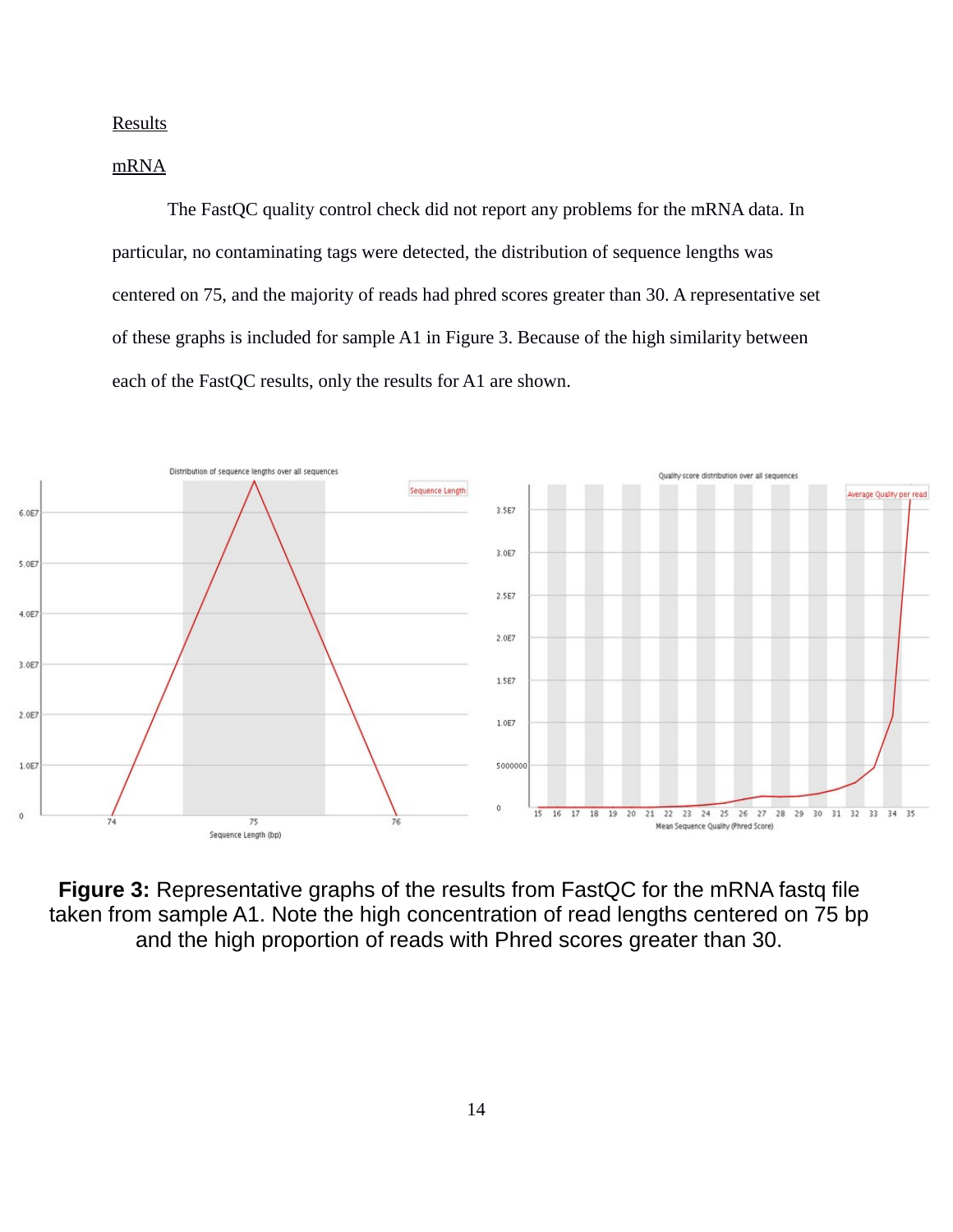## Results

### mRNA

The FastQC quality control check did not report any problems for the mRNA data. In particular, no contaminating tags were detected, the distribution of sequence lengths was centered on 75, and the majority of reads had phred scores greater than 30. A representative set of these graphs is included for sample A1 in Figure 3. Because of the high similarity between each of the FastQC results, only the results for A1 are shown.

**Figure 3:** Representative graphs of the results from FastQC for the mRNA fastq file taken from sample A1. Note the high concentration of read lengths centered on 75 bp and the high proportion of reads with Phred scores greater than 30.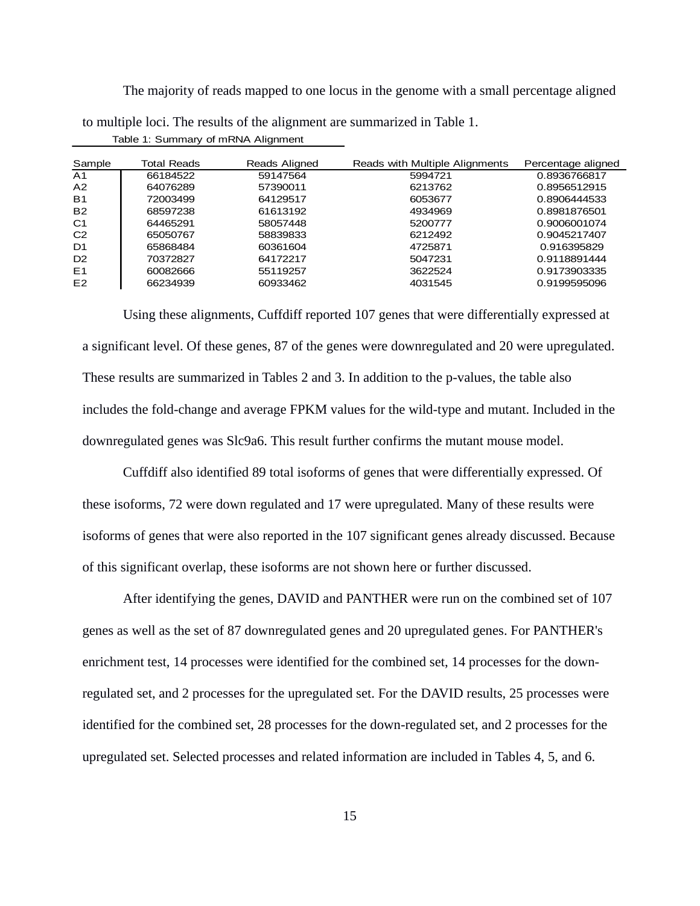The majority of reads mapped to one locus in the genome with a small percentage aligned to multiple loci. The results of the alignment are summarized in Table 1.

Table 1: Summary of mRNA Alignment

| Sample | Total Reads | Reads Aligned | Reads with Multiple Alignments | Percentage aligned |
|---|---|---|---|---|
| A1 | 66184522 | 59147564 | 5994721 | 0.8936766817 |
| A2 | 64076289 | 57390011 | 6213762 | 0.8956512915 |
| B1 | 72003499 | 64129517 | 6053677 | 0.8906444533 |
| B2 | 68597238 | 61613192 | 4934969 | 0.8981876501 |
| C1 | 64465291 | 58057448 | 5200777 | 0.9006001074 |
| C2 | 65050767 | 58839833 | 6212492 | 0.9045217407 |
| D1 | 65868484 | 60361604 | 4725871 | 0.916395829 |
| D2 | 70372827 | 64172217 | 5047231 | 0.9118891444 |
| E1 | 60082666 | 55119257 | 3622524 | 0.9173903335 |
| E2 | 66234939 | 60933462 | 4031545 | 0.9199595096 |

Using these alignments, Cuffdiff reported 107 genes that were differentially expressed at a significant level. Of these genes, 87 of the genes were downregulated and 20 were upregulated. These results are summarized in Tables 2 and 3. In addition to the p-values, the table also includes the fold-change and average FPKM values for the wild-type and mutant. Included in the downregulated genes was Slc9a6. This result further confirms the mutant mouse model.

Cuffdiff also identified 89 total isoforms of genes that were differentially expressed. Of these isoforms, 72 were down regulated and 17 were upregulated. Many of these results were isoforms of genes that were also reported in the 107 significant genes already discussed. Because of this significant overlap, these isoforms are not shown here or further discussed.

After identifying the genes, DAVID and PANTHER were run on the combined set of 107 genes as well as the set of 87 downregulated genes and 20 upregulated genes. For PANTHER's enrichment test, 14 processes were identified for the combined set, 14 processes for the down-regulated set, and 2 processes for the upregulated set. For the DAVID results, 25 processes were identified for the combined set, 28 processes for the down-regulated set, and 2 processes for the upregulated set. Selected processes and related information are included in Tables 4, 5, and 6.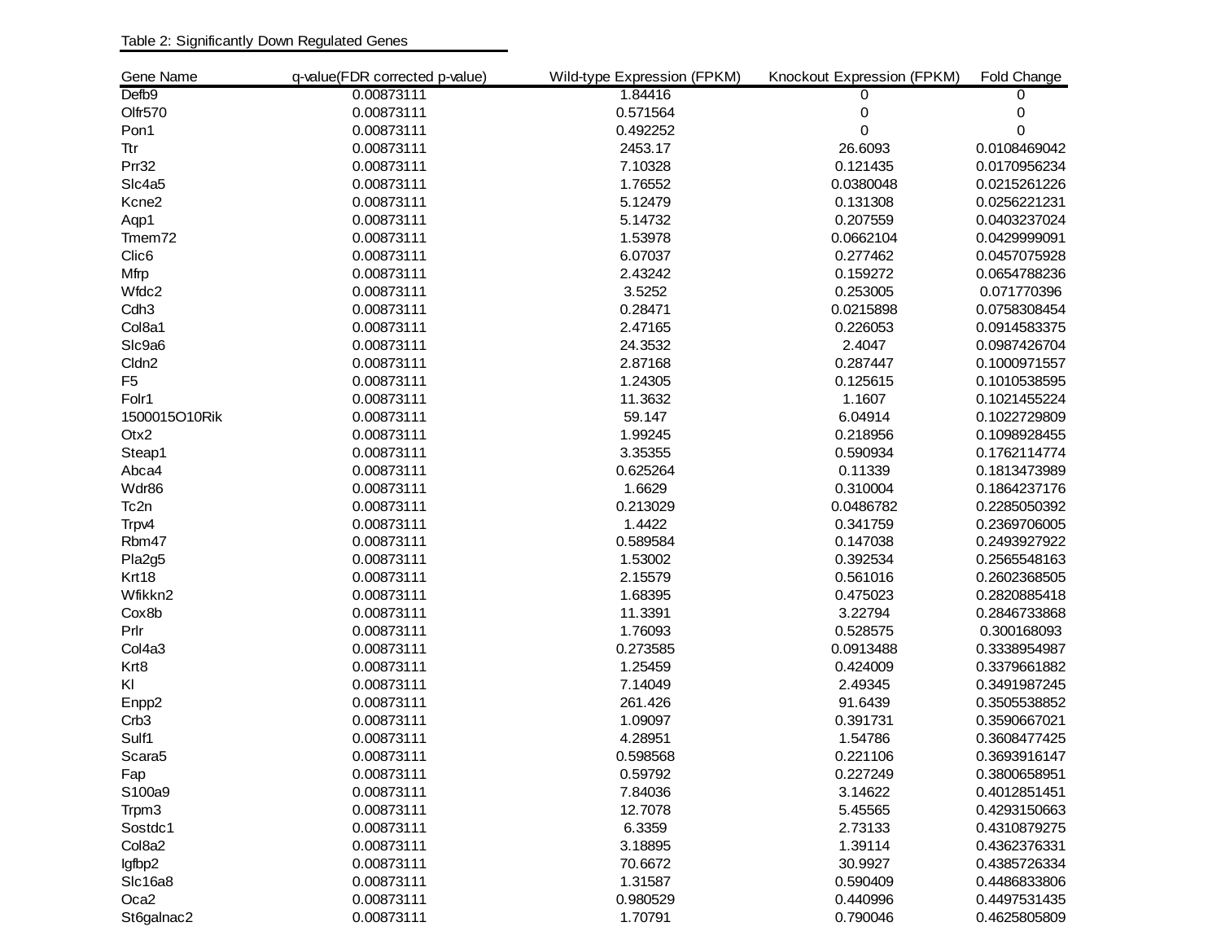Table 2: Significantly Down Regulated Genes

| Gene Name | q-value(FDR corrected p-value) | Wild-type Expression (FPKM) | Knockout Expression (FPKM) | Fold Change |
|---|---|---|---|---|
| Defb9 | 0.00873111 | 1.84416 | 0 | 0 |
| Olfr570 | 0.00873111 | 0.571564 | 0 | 0 |
| Pon1 | 0.00873111 | 0.492252 | 0 | 0 |
| Ttr | 0.00873111 | 2453.17 | 26.6093 | 0.0108469042 |
| Prr32 | 0.00873111 | 7.10328 | 0.121435 | 0.0170956234 |
| Slc4a5 | 0.00873111 | 1.76552 | 0.0380048 | 0.0215261226 |
| Kcne2 | 0.00873111 | 5.12479 | 0.131308 | 0.0256221231 |
| Aqp1 | 0.00873111 | 5.14732 | 0.207559 | 0.0403237024 |
| Tmem72 | 0.00873111 | 1.53978 | 0.0662104 | 0.0429999091 |
| Clic6 | 0.00873111 | 6.07037 | 0.277462 | 0.0457075928 |
| Mfrp | 0.00873111 | 2.43242 | 0.159272 | 0.0654788236 |
| Wfdc2 | 0.00873111 | 3.5252 | 0.253005 | 0.071770396 |
| Cdh3 | 0.00873111 | 0.28471 | 0.0215898 | 0.0758308454 |
| Col8a1 | 0.00873111 | 2.47165 | 0.226053 | 0.0914583375 |
| Slc9a6 | 0.00873111 | 24.3532 | 2.4047 | 0.0987426704 |
| Cldn2 | 0.00873111 | 2.87168 | 0.287447 | 0.1000971557 |
| F5 | 0.00873111 | 1.24305 | 0.125615 | 0.1010538595 |
| Folr1 | 0.00873111 | 11.3632 | 1.1607 | 0.1021455224 |
| 1500015O10Rik | 0.00873111 | 59.147 | 6.04914 | 0.1022729809 |
| Otx2 | 0.00873111 | 1.99245 | 0.218956 | 0.1098928455 |
| Steap1 | 0.00873111 | 3.35355 | 0.590934 | 0.1762114774 |
| Abca4 | 0.00873111 | 0.625264 | 0.11339 | 0.1813473989 |
| Wdr86 | 0.00873111 | 1.6629 | 0.310004 | 0.1864237176 |
| Tc2n | 0.00873111 | 0.213029 | 0.0486782 | 0.2285050392 |
| Trpv4 | 0.00873111 | 1.4422 | 0.341759 | 0.2369706005 |
| Rbm47 | 0.00873111 | 0.589584 | 0.147038 | 0.2493927922 |
| Pla2g5 | 0.00873111 | 1.53002 | 0.392534 | 0.2565548163 |
| Krt18 | 0.00873111 | 2.15579 | 0.561016 | 0.2602368505 |
| Wfikkn2 | 0.00873111 | 1.68395 | 0.475023 | 0.2820885418 |
| Cox8b | 0.00873111 | 11.3391 | 3.22794 | 0.2846733868 |
| Prlr | 0.00873111 | 1.76093 | 0.528575 | 0.300168093 |
| Col4a3 | 0.00873111 | 0.273585 | 0.0913488 | 0.3338954987 |
| Krt8 | 0.00873111 | 1.25459 | 0.424009 | 0.3379661882 |
| Kl | 0.00873111 | 7.14049 | 2.49345 | 0.3491987245 |
| Enpp2 | 0.00873111 | 261.426 | 91.6439 | 0.3505538852 |
| Crb3 | 0.00873111 | 1.09097 | 0.391731 | 0.3590667021 |
| Sulf1 | 0.00873111 | 4.28951 | 1.54786 | 0.3608477425 |
| Scara5 | 0.00873111 | 0.598568 | 0.221106 | 0.3693916147 |
| Fap | 0.00873111 | 0.59792 | 0.227249 | 0.3800658951 |
| S100a9 | 0.00873111 | 7.84036 | 3.14622 | 0.4012851451 |
| Trpm3 | 0.00873111 | 12.7078 | 5.45565 | 0.4293150663 |
| Sostdc1 | 0.00873111 | 6.3359 | 2.73133 | 0.4310879275 |
| Col8a2 | 0.00873111 | 3.18895 | 1.39114 | 0.4362376331 |
| Igfbp2 | 0.00873111 | 70.6672 | 30.9927 | 0.4385726334 |
| Slc16a8 | 0.00873111 | 1.31587 | 0.590409 | 0.4486833806 |
| Oca2 | 0.00873111 | 0.980529 | 0.440996 | 0.4497531435 |
| St6galnac2 | 0.00873111 | 1.70791 | 0.790046 | 0.4625805809 |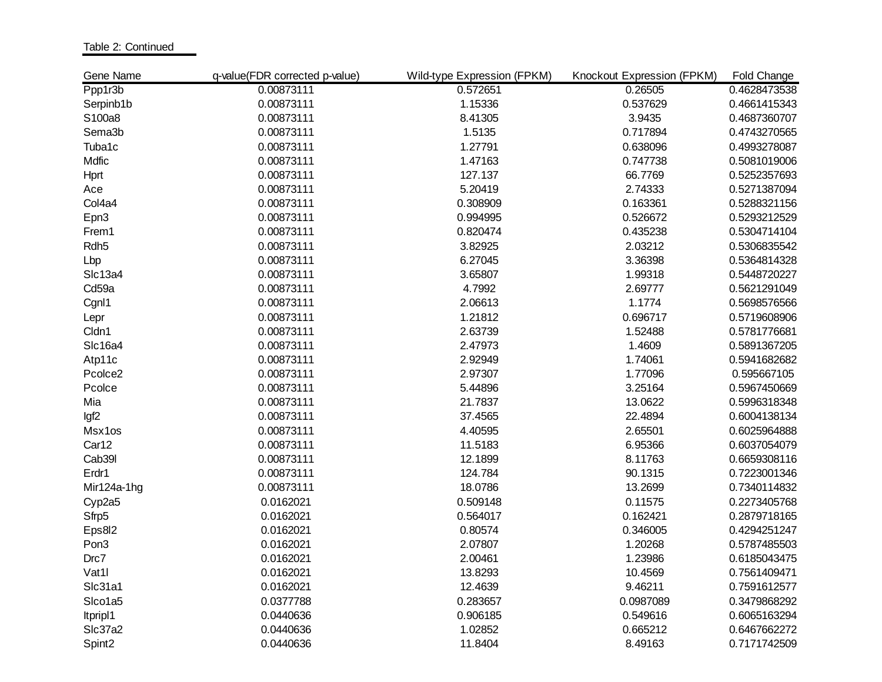Table 2: Continued

| Gene Name | q-value(FDR corrected p-value) | Wild-type Expression (FPKM) | Knockout Expression (FPKM) | Fold Change |
|---|---|---|---|---|
| Ppp1r3b | 0.00873111 | 0.572651 | 0.26505 | 0.4628473538 |
| Serpinb1b | 0.00873111 | 1.15336 | 0.537629 | 0.4661415343 |
| S100a8 | 0.00873111 | 8.41305 | 3.9435 | 0.4687360707 |
| Sema3b | 0.00873111 | 1.5135 | 0.717894 | 0.4743270565 |
| Tuba1c | 0.00873111 | 1.27791 | 0.638096 | 0.4993278087 |
| Mdfic | 0.00873111 | 1.47163 | 0.747738 | 0.5081019006 |
| Hprt | 0.00873111 | 127.137 | 66.7769 | 0.5252357693 |
| Ace | 0.00873111 | 5.20419 | 2.74333 | 0.5271387094 |
| Col4a4 | 0.00873111 | 0.308909 | 0.163361 | 0.5288321156 |
| Epn3 | 0.00873111 | 0.994995 | 0.526672 | 0.5293212529 |
| Frem1 | 0.00873111 | 0.820474 | 0.435238 | 0.5304714104 |
| Rdh5 | 0.00873111 | 3.82925 | 2.03212 | 0.5306835542 |
| Lbp | 0.00873111 | 6.27045 | 3.36398 | 0.5364814328 |
| Slc13a4 | 0.00873111 | 3.65807 | 1.99318 | 0.5448720227 |
| Cd59a | 0.00873111 | 4.7992 | 2.69777 | 0.5621291049 |
| Cgnl1 | 0.00873111 | 2.06613 | 1.1774 | 0.5698576566 |
| Lepr | 0.00873111 | 1.21812 | 0.696717 | 0.5719608906 |
| Cldn1 | 0.00873111 | 2.63739 | 1.52488 | 0.5781776681 |
| Slc16a4 | 0.00873111 | 2.47973 | 1.4609 | 0.5891367205 |
| Atp11c | 0.00873111 | 2.92949 | 1.74061 | 0.5941682682 |
| Pcolce2 | 0.00873111 | 2.97307 | 1.77096 | 0.595667105 |
| Pcolce | 0.00873111 | 5.44896 | 3.25164 | 0.5967450669 |
| Mia | 0.00873111 | 21.7837 | 13.0622 | 0.5996318348 |
| Igf2 | 0.00873111 | 37.4565 | 22.4894 | 0.6004138134 |
| Msx1os | 0.00873111 | 4.40595 | 2.65501 | 0.6025964888 |
| Car12 | 0.00873111 | 11.5183 | 6.95366 | 0.6037054079 |
| Cab39l | 0.00873111 | 12.1899 | 8.11763 | 0.6659308116 |
| Erdr1 | 0.00873111 | 124.784 | 90.1315 | 0.7223001346 |
| Mir124a-1hg | 0.00873111 | 18.0786 | 13.2699 | 0.7340114832 |
| Cyp2a5 | 0.0162021 | 0.509148 | 0.11575 | 0.2273405768 |
| Sfrp5 | 0.0162021 | 0.564017 | 0.162421 | 0.2879718165 |
| Eps8l2 | 0.0162021 | 0.80574 | 0.346005 | 0.4294251247 |
| Pon3 | 0.0162021 | 2.07807 | 1.20268 | 0.5787485503 |
| Drc7 | 0.0162021 | 2.00461 | 1.23986 | 0.6185043475 |
| Vat1l | 0.0162021 | 13.8293 | 10.4569 | 0.7561409471 |
| Slc31a1 | 0.0162021 | 12.4639 | 9.46211 | 0.7591612577 |
| Slco1a5 | 0.0377788 | 0.283657 | 0.0987089 | 0.3479868292 |
| Itpripl1 | 0.0440636 | 0.906185 | 0.549616 | 0.6065163294 |
| Slc37a2 | 0.0440636 | 1.02852 | 0.665212 | 0.6467662272 |
| Spint2 | 0.0440636 | 11.8404 | 8.49163 | 0.7171742509 |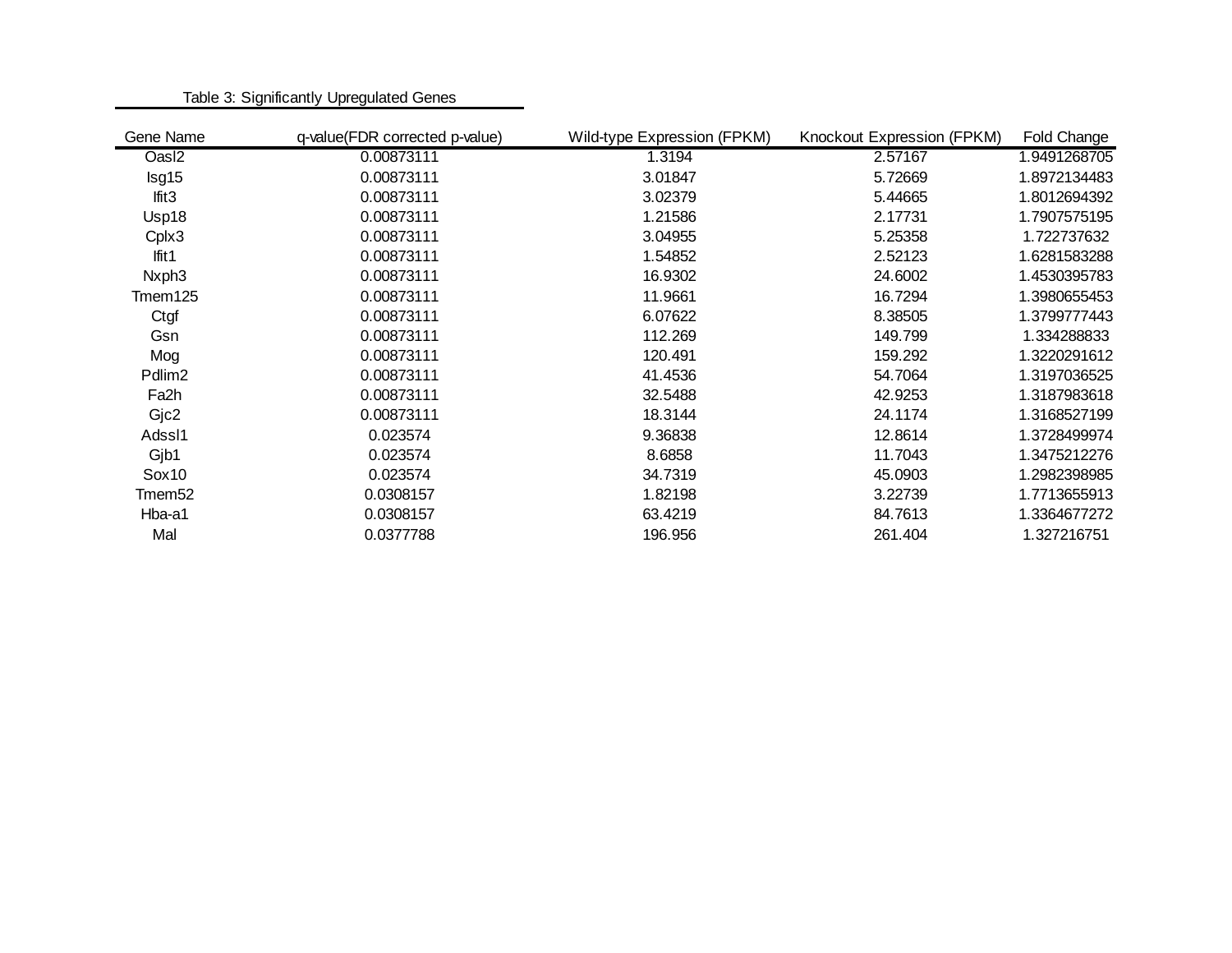Table 3: Significantly Upregulated Genes

| Gene Name | q-value(FDR corrected p-value) | Wild-type Expression (FPKM) | Knockout Expression (FPKM) | Fold Change |
|---|---|---|---|---|
| Oasl2 | 0.00873111 | 1.3194 | 2.57167 | 1.9491268705 |
| Isg15 | 0.00873111 | 3.01847 | 5.72669 | 1.8972134483 |
| Ifit3 | 0.00873111 | 3.02379 | 5.44665 | 1.8012694392 |
| Usp18 | 0.00873111 | 1.21586 | 2.17731 | 1.7907575195 |
| Cplx3 | 0.00873111 | 3.04955 | 5.25358 | 1.722737632 |
| Ifit1 | 0.00873111 | 1.54852 | 2.52123 | 1.6281583288 |
| Nxph3 | 0.00873111 | 16.9302 | 24.6002 | 1.4530395783 |
| Tmem125 | 0.00873111 | 11.9661 | 16.7294 | 1.3980655453 |
| Ctgf | 0.00873111 | 6.07622 | 8.38505 | 1.3799777443 |
| Gsn | 0.00873111 | 112.269 | 149.799 | 1.334288833 |
| Mog | 0.00873111 | 120.491 | 159.292 | 1.3220291612 |
| Pdlim2 | 0.00873111 | 41.4536 | 54.7064 | 1.3197036525 |
| Fa2h | 0.00873111 | 32.5488 | 42.9253 | 1.3187983618 |
| Gjc2 | 0.00873111 | 18.3144 | 24.1174 | 1.3168527199 |
| Adssl1 | 0.023574 | 9.36838 | 12.8614 | 1.3728499974 |
| Gjb1 | 0.023574 | 8.6858 | 11.7043 | 1.3475212276 |
| Sox10 | 0.023574 | 34.7319 | 45.0903 | 1.2982398985 |
| Tmem52 | 0.0308157 | 1.82198 | 3.22739 | 1.7713655913 |
| Hba-a1 | 0.0308157 | 63.4219 | 84.7613 | 1.3364677272 |
| Mal | 0.0377788 | 196.956 | 261.404 | 1.327216751 |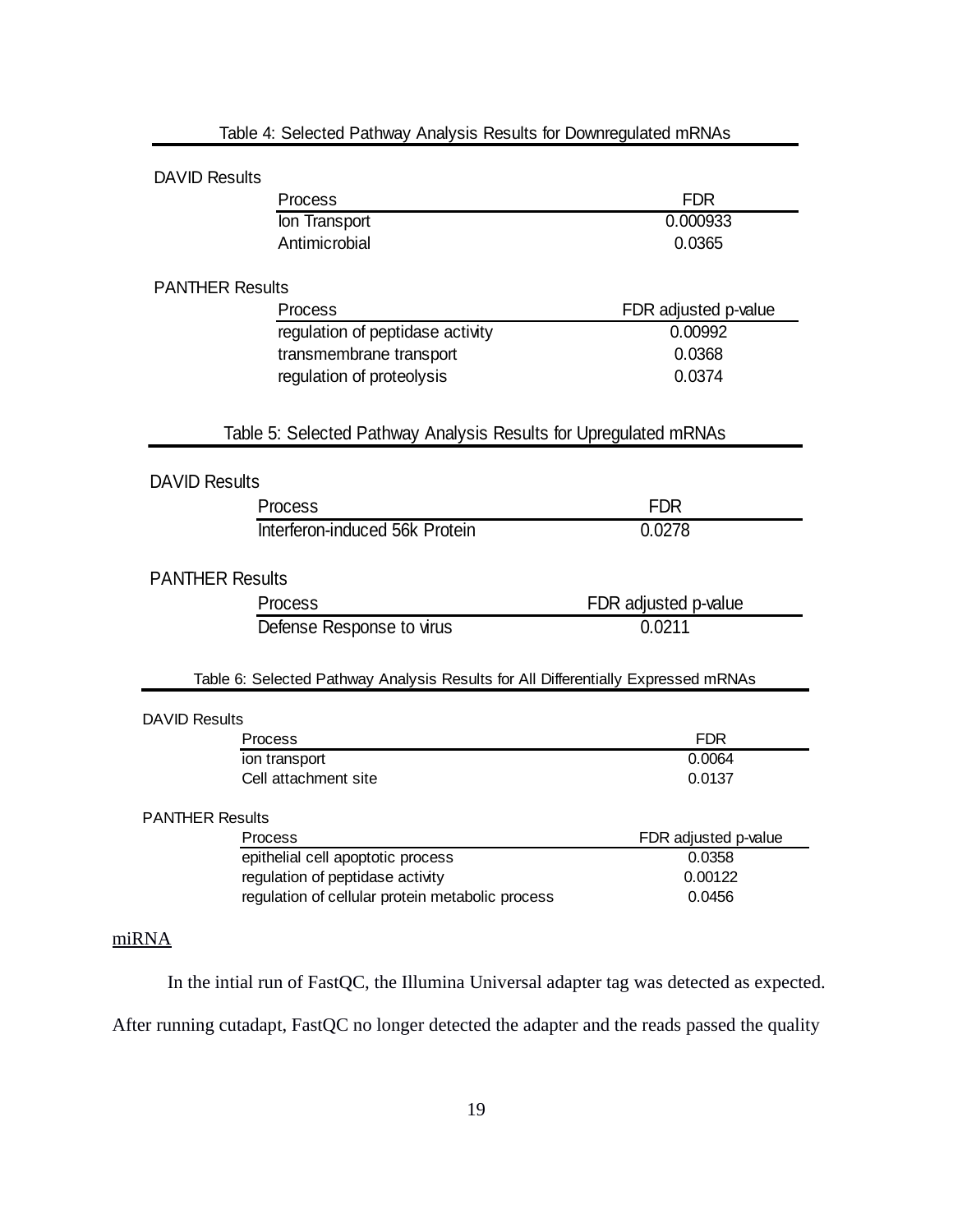Table 4: Selected Pathway Analysis Results for Downregulated mRNAs

DAVID Results

| Process | FDR |
|---|---|
| Ion Transport | 0.000933 |
| Antimicrobial | 0.0365 |

PANTHER Results

| Process | FDR adjusted p-value |
|---|---|
| regulation of peptidase activity | 0.00992 |
| transmembrane transport | 0.0368 |
| regulation of proteolysis | 0.0374 |

Table 5: Selected Pathway Analysis Results for Upregulated mRNAs

DAVID Results

| Process | FDR |
|---|---|
| Interferon-induced 56k Protein | 0.0278 |

PANTHER Results

| Process | FDR adjusted p-value |
|---|---|
| Defense Response to virus | 0.0211 |

Table 6: Selected Pathway Analysis Results for All Differentially Expressed mRNAs

DAVID Results

| Process | FDR |
|---|---|
| ion transport | 0.0064 |
| Cell attachment site | 0.0137 |

PANTHER Results

| Process | FDR adjusted p-value |
|---|---|
| epithelial cell apoptotic process | 0.0358 |
| regulation of peptidase activity | 0.00122 |
| regulation of cellular protein metabolic process | 0.0456 |

<u>miRNA</u>

In the intial run of FastQC, the Illumina Universal adapter tag was detected as expected. After running cutadapt, FastQC no longer detected the adapter and the reads passed the quality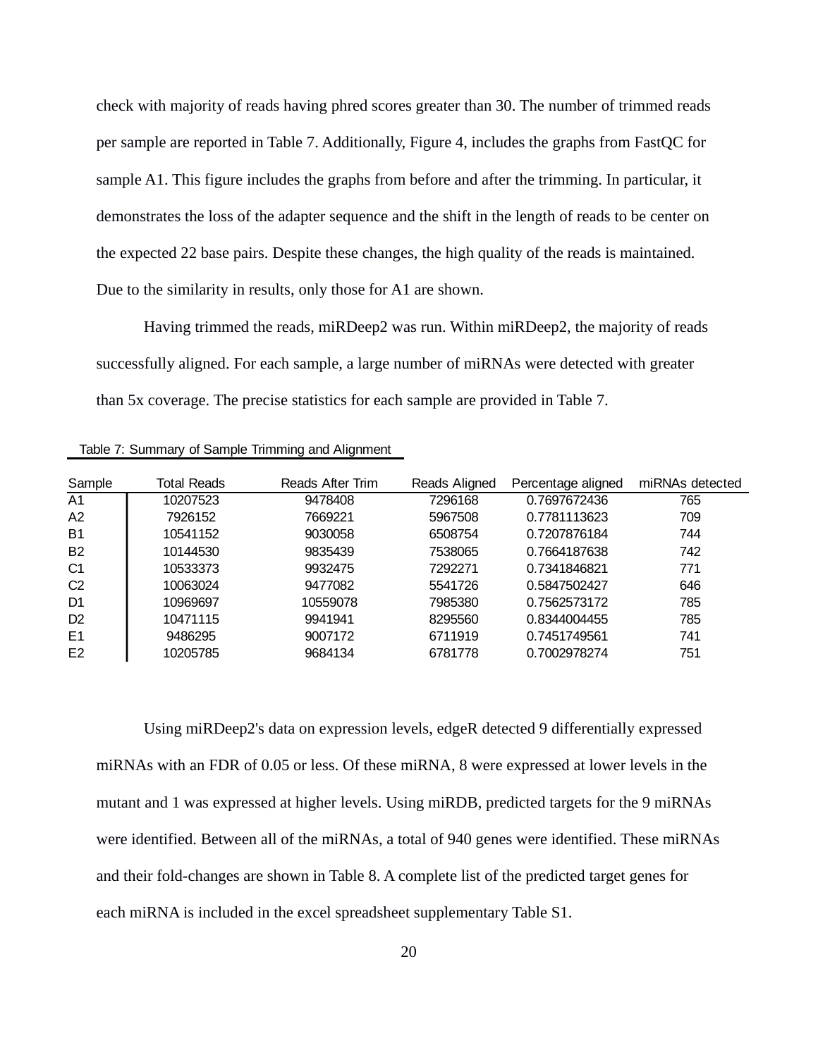check with majority of reads having phred scores greater than 30. The number of trimmed reads per sample are reported in Table 7. Additionally, Figure 4, includes the graphs from FastQC for sample A1. This figure includes the graphs from before and after the trimming. In particular, it demonstrates the loss of the adapter sequence and the shift in the length of reads to be center on the expected 22 base pairs. Despite these changes, the high quality of the reads is maintained. Due to the similarity in results, only those for A1 are shown.

Having trimmed the reads, miRDeep2 was run. Within miRDeep2, the majority of reads successfully aligned. For each sample, a large number of miRNAs were detected with greater than 5x coverage. The precise statistics for each sample are provided in Table 7.

Table 7: Summary of Sample Trimming and Alignment

| Sample | Total Reads | Reads After Trim | Reads Aligned | Percentage aligned | miRNAs detected |
|---|---|---|---|---|---|
| A1 | 10207523 | 9478408 | 7296168 | 0.7697672436 | 765 |
| A2 | 7926152 | 7669221 | 5967508 | 0.7781113623 | 709 |
| B1 | 10541152 | 9030058 | 6508754 | 0.7207876184 | 744 |
| B2 | 10144530 | 9835439 | 7538065 | 0.7664187638 | 742 |
| C1 | 10533373 | 9932475 | 7292271 | 0.7341846821 | 771 |
| C2 | 10063024 | 9477082 | 5541726 | 0.5847502427 | 646 |
| D1 | 10969697 | 10559078 | 7985380 | 0.7562573172 | 785 |
| D2 | 10471115 | 9941941 | 8295560 | 0.8344004455 | 785 |
| E1 | 9486295 | 9007172 | 6711919 | 0.7451749561 | 741 |
| E2 | 10205785 | 9684134 | 6781778 | 0.7002978274 | 751 |

Using miRDeep2's data on expression levels, edgeR detected 9 differentially expressed miRNAs with an FDR of 0.05 or less. Of these miRNA, 8 were expressed at lower levels in the mutant and 1 was expressed at higher levels. Using miRDB, predicted targets for the 9 miRNAs were identified. Between all of the miRNAs, a total of 940 genes were identified. These miRNAs and their fold-changes are shown in Table 8. A complete list of the predicted target genes for each miRNA is included in the excel spreadsheet supplementary Table S1.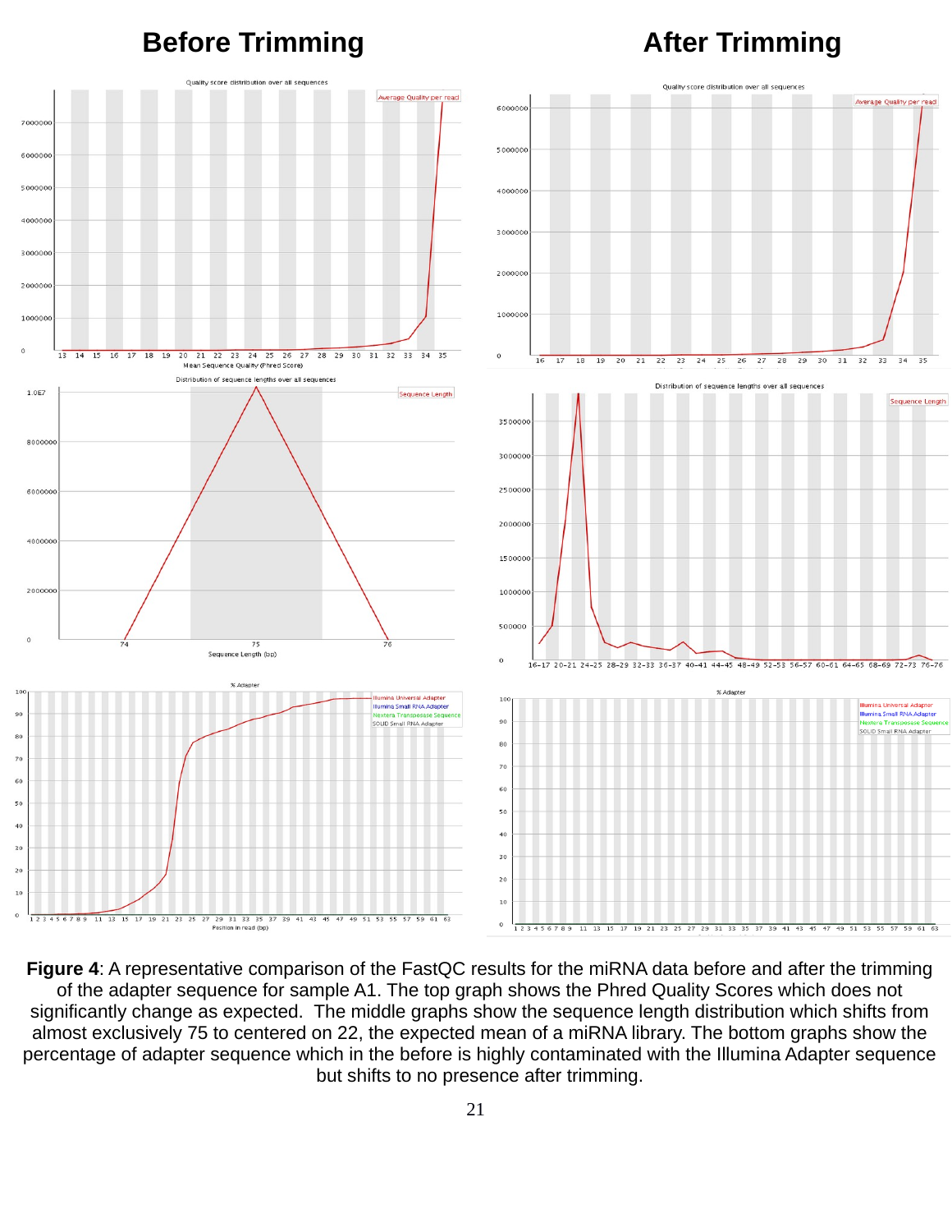**Before Trimming**

**After Trimming**

**Figure 4**: A representative comparison of the FastQC results for the miRNA data before and after the trimming of the adapter sequence for sample A1. The top graph shows the Phred Quality Scores which does not significantly change as expected. The middle graphs show the sequence length distribution which shifts from almost exclusively 75 to centered on 22, the expected mean of a miRNA library. The bottom graphs show the percentage of adapter sequence which in the before is highly contaminated with the Illumina Adapter sequence but shifts to no presence after trimming.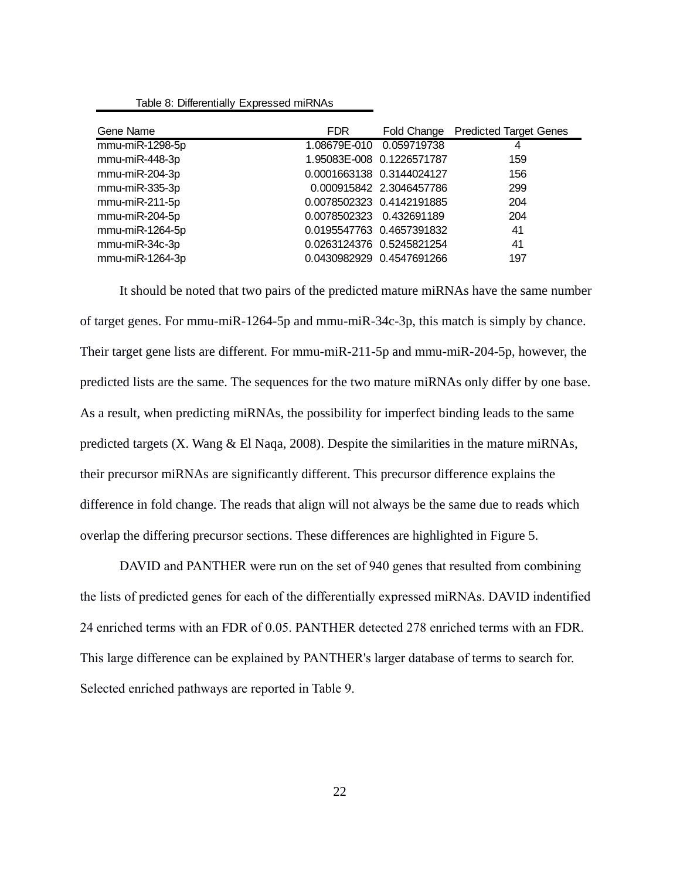Table 8: Differentially Expressed miRNAs

| Gene Name | FDR | Fold Change | Predicted Target Genes |
|---|---|---|---|
| mmu-miR-1298-5p | 1.08679E-010 | 0.059719738 | 4 |
| mmu-miR-448-3p | 1.95083E-008 | 0.1226571787 | 159 |
| mmu-miR-204-3p | 0.0001663138 | 0.3144024127 | 156 |
| mmu-miR-335-3p | 0.000915842 | 2.3046457786 | 299 |
| mmu-miR-211-5p | 0.0078502323 | 0.4142191885 | 204 |
| mmu-miR-204-5p | 0.0078502323 | 0.432691189 | 204 |
| mmu-miR-1264-5p | 0.0195547763 | 0.4657391832 | 41 |
| mmu-miR-34c-3p | 0.0263124376 | 0.5245821254 | 41 |
| mmu-miR-1264-3p | 0.0430982929 | 0.4547691266 | 197 |

It should be noted that two pairs of the predicted mature miRNAs have the same number of target genes. For mmu-miR-1264-5p and mmu-miR-34c-3p, this match is simply by chance. Their target gene lists are different. For mmu-miR-211-5p and mmu-miR-204-5p, however, the predicted lists are the same. The sequences for the two mature miRNAs only differ by one base. As a result, when predicting miRNAs, the possibility for imperfect binding leads to the same predicted targets (X. Wang & El Naqa, 2008). Despite the similarities in the mature miRNAs, their precursor miRNAs are significantly different. This precursor difference explains the difference in fold change. The reads that align will not always be the same due to reads which overlap the differing precursor sections. These differences are highlighted in Figure 5.

DAVID and PANTHER were run on the set of 940 genes that resulted from combining the lists of predicted genes for each of the differentially expressed miRNAs. DAVID indentified 24 enriched terms with an FDR of 0.05. PANTHER detected 278 enriched terms with an FDR. This large difference can be explained by PANTHER's larger database of terms to search for. Selected enriched pathways are reported in Table 9.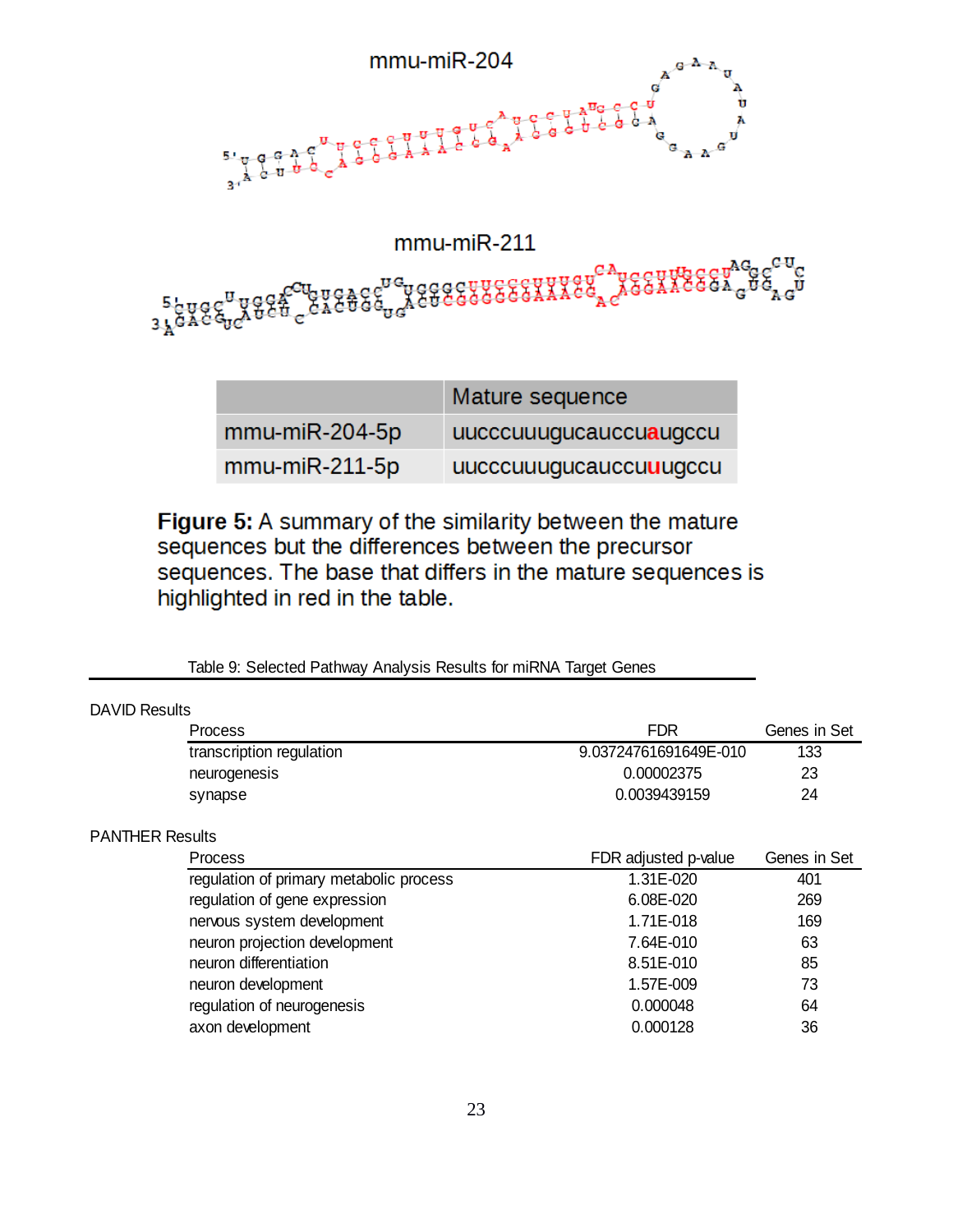mmu-miR-204

mmu-miR-211

| | Mature sequence |
|---|---|
| mmu-miR-204-5p | uucccuuugucauccu**a**ugccu |
| mmu-miR-211-5p | uucccuuugucauccu**u**ugccu |

**Figure 5:** A summary of the similarity between the mature sequences but the differences between the precursor sequences. The base that differs in the mature sequences is highlighted in red in the table.

Table 9: Selected Pathway Analysis Results for miRNA Target Genes

DAVID Results

| Process | FDR | Genes in Set |
|---|---|---|
| transcription regulation | 9.03724761691649E-010 | 133 |
| neurogenesis | 0.00002375 | 23 |
| synapse | 0.0039439159 | 24 |

PANTHER Results

| Process | FDR adjusted p-value | Genes in Set |
|---|---|---|
| regulation of primary metabolic process | 1.31E-020 | 401 |
| regulation of gene expression | 6.08E-020 | 269 |
| nervous system development | 1.71E-018 | 169 |
| neuron projection development | 7.64E-010 | 63 |
| neuron differentiation | 8.51E-010 | 85 |
| neuron development | 1.57E-009 | 73 |
| regulation of neurogenesis | 0.000048 | 64 |
| axon development | 0.000128 | 36 |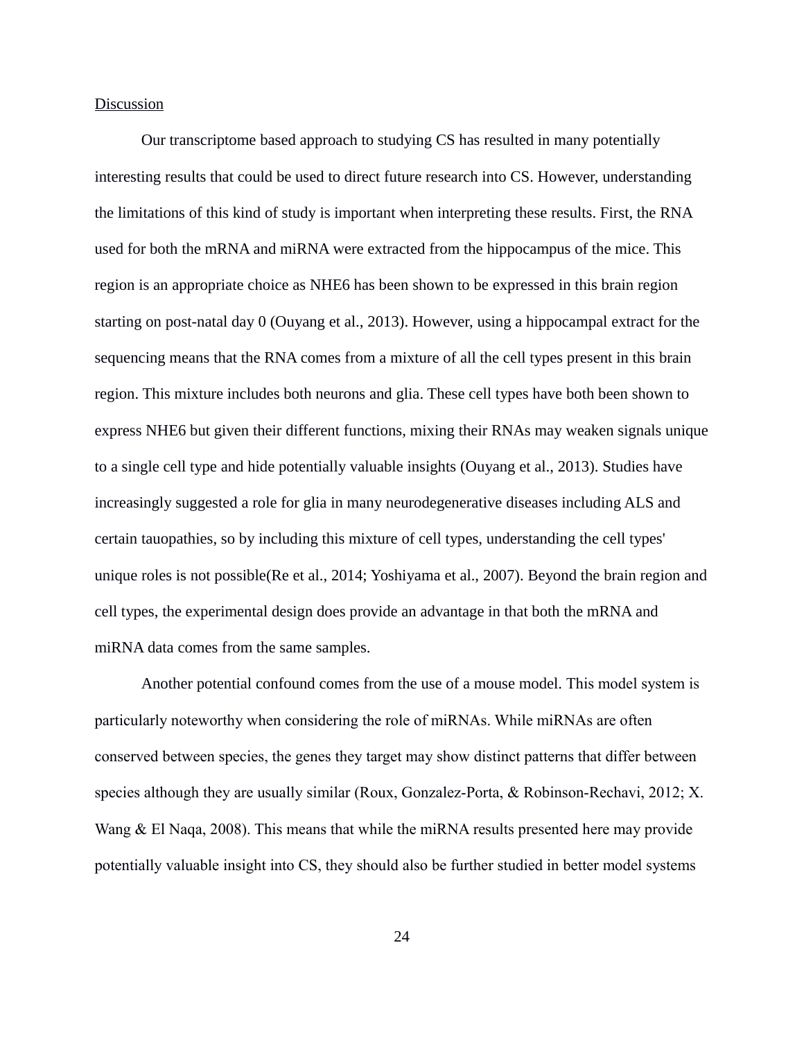## Discussion

Our transcriptome based approach to studying CS has resulted in many potentially interesting results that could be used to direct future research into CS. However, understanding the limitations of this kind of study is important when interpreting these results. First, the RNA used for both the mRNA and miRNA were extracted from the hippocampus of the mice. This region is an appropriate choice as NHE6 has been shown to be expressed in this brain region starting on post-natal day 0 (Ouyang et al., 2013). However, using a hippocampal extract for the sequencing means that the RNA comes from a mixture of all the cell types present in this brain region. This mixture includes both neurons and glia. These cell types have both been shown to express NHE6 but given their different functions, mixing their RNAs may weaken signals unique to a single cell type and hide potentially valuable insights (Ouyang et al., 2013). Studies have increasingly suggested a role for glia in many neurodegenerative diseases including ALS and certain tauopathies, so by including this mixture of cell types, understanding the cell types' unique roles is not possible(Re et al., 2014; Yoshiyama et al., 2007). Beyond the brain region and cell types, the experimental design does provide an advantage in that both the mRNA and miRNA data comes from the same samples.

Another potential confound comes from the use of a mouse model. This model system is particularly noteworthy when considering the role of miRNAs. While miRNAs are often conserved between species, the genes they target may show distinct patterns that differ between species although they are usually similar (Roux, Gonzalez-Porta, & Robinson-Rechavi, 2012; X. Wang & El Naqa, 2008). This means that while the miRNA results presented here may provide potentially valuable insight into CS, they should also be further studied in better model systems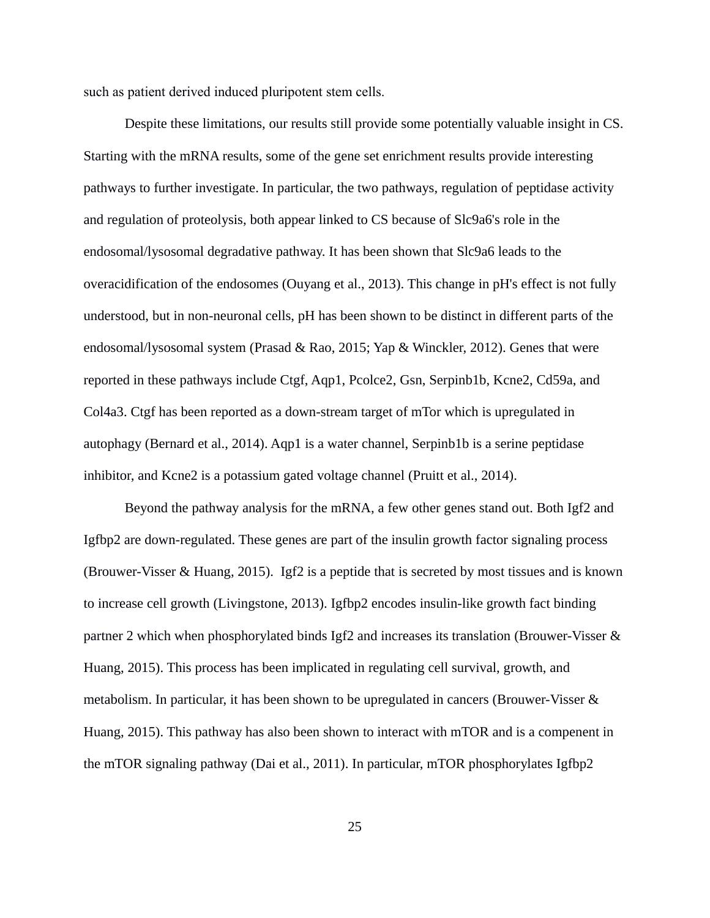such as patient derived induced pluripotent stem cells.

Despite these limitations, our results still provide some potentially valuable insight in CS. Starting with the mRNA results, some of the gene set enrichment results provide interesting pathways to further investigate. In particular, the two pathways, regulation of peptidase activity and regulation of proteolysis, both appear linked to CS because of Slc9a6's role in the endosomal/lysosomal degradative pathway. It has been shown that Slc9a6 leads to the overacidification of the endosomes (Ouyang et al., 2013). This change in pH's effect is not fully understood, but in non-neuronal cells, pH has been shown to be distinct in different parts of the endosomal/lysosomal system (Prasad & Rao, 2015; Yap & Winckler, 2012). Genes that were reported in these pathways include Ctgf, Aqp1, Pcolce2, Gsn, Serpinb1b, Kcne2, Cd59a, and Col4a3. Ctgf has been reported as a down-stream target of mTor which is upregulated in autophagy (Bernard et al., 2014). Aqp1 is a water channel, Serpinb1b is a serine peptidase inhibitor, and Kcne2 is a potassium gated voltage channel (Pruitt et al., 2014).

Beyond the pathway analysis for the mRNA, a few other genes stand out. Both Igf2 and Igfbp2 are down-regulated. These genes are part of the insulin growth factor signaling process (Brouwer-Visser & Huang, 2015). Igf2 is a peptide that is secreted by most tissues and is known to increase cell growth (Livingstone, 2013). Igfbp2 encodes insulin-like growth fact binding partner 2 which when phosphorylated binds Igf2 and increases its translation (Brouwer-Visser & Huang, 2015). This process has been implicated in regulating cell survival, growth, and metabolism. In particular, it has been shown to be upregulated in cancers (Brouwer-Visser & Huang, 2015). This pathway has also been shown to interact with mTOR and is a compenent in the mTOR signaling pathway (Dai et al., 2011). In particular, mTOR phosphorylates Igfbp2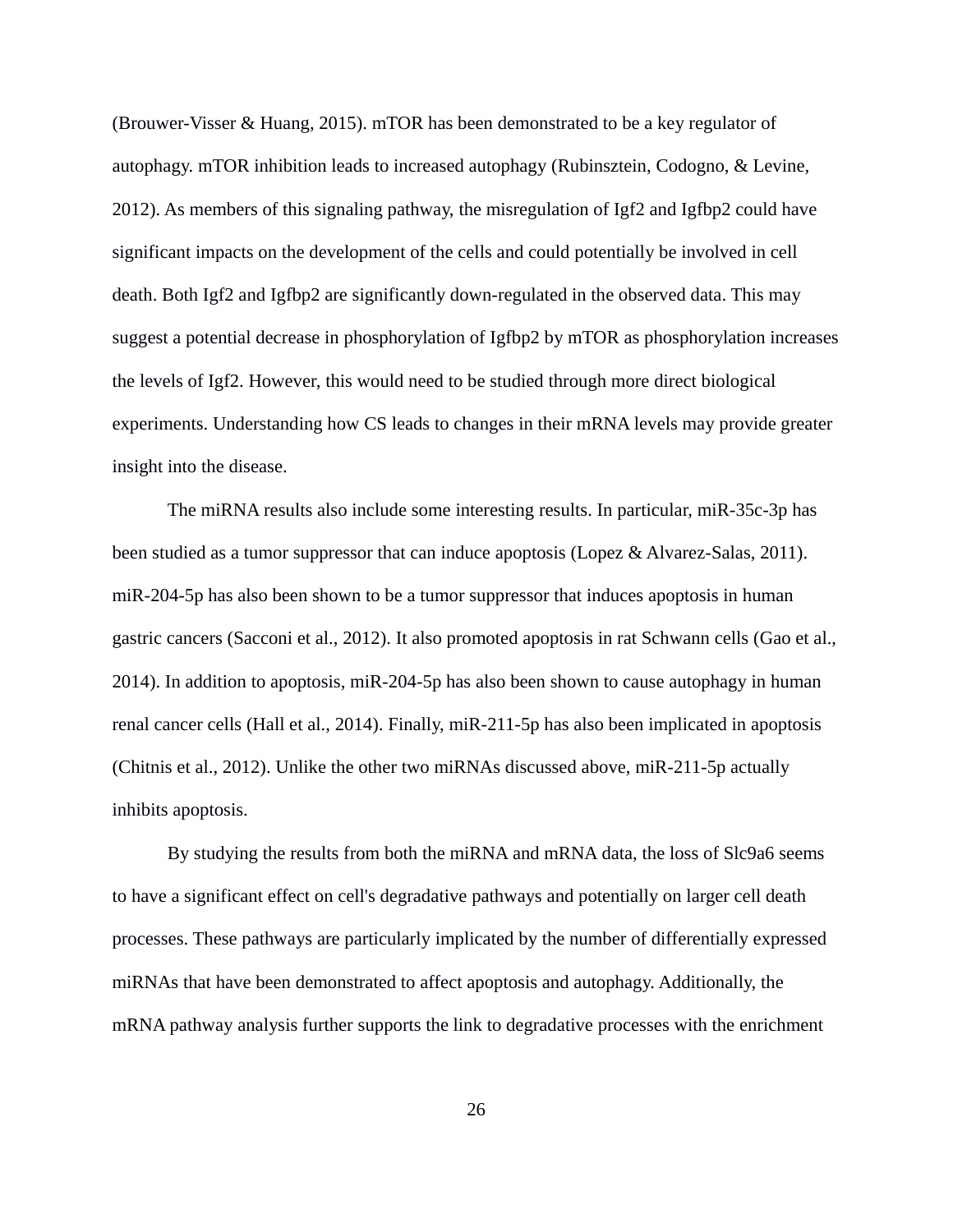(Brouwer-Visser & Huang, 2015). mTOR has been demonstrated to be a key regulator of autophagy. mTOR inhibition leads to increased autophagy (Rubinsztein, Codogno, & Levine, 2012). As members of this signaling pathway, the misregulation of Igf2 and Igfbp2 could have significant impacts on the development of the cells and could potentially be involved in cell death. Both Igf2 and Igfbp2 are significantly down-regulated in the observed data. This may suggest a potential decrease in phosphorylation of Igfbp2 by mTOR as phosphorylation increases the levels of Igf2. However, this would need to be studied through more direct biological experiments. Understanding how CS leads to changes in their mRNA levels may provide greater insight into the disease.

The miRNA results also include some interesting results. In particular, miR-35c-3p has been studied as a tumor suppressor that can induce apoptosis (Lopez & Alvarez-Salas, 2011). miR-204-5p has also been shown to be a tumor suppressor that induces apoptosis in human gastric cancers (Sacconi et al., 2012). It also promoted apoptosis in rat Schwann cells (Gao et al., 2014). In addition to apoptosis, miR-204-5p has also been shown to cause autophagy in human renal cancer cells (Hall et al., 2014). Finally, miR-211-5p has also been implicated in apoptosis (Chitnis et al., 2012). Unlike the other two miRNAs discussed above, miR-211-5p actually inhibits apoptosis.

By studying the results from both the miRNA and mRNA data, the loss of Slc9a6 seems to have a significant effect on cell's degradative pathways and potentially on larger cell death processes. These pathways are particularly implicated by the number of differentially expressed miRNAs that have been demonstrated to affect apoptosis and autophagy. Additionally, the mRNA pathway analysis further supports the link to degradative processes with the enrichment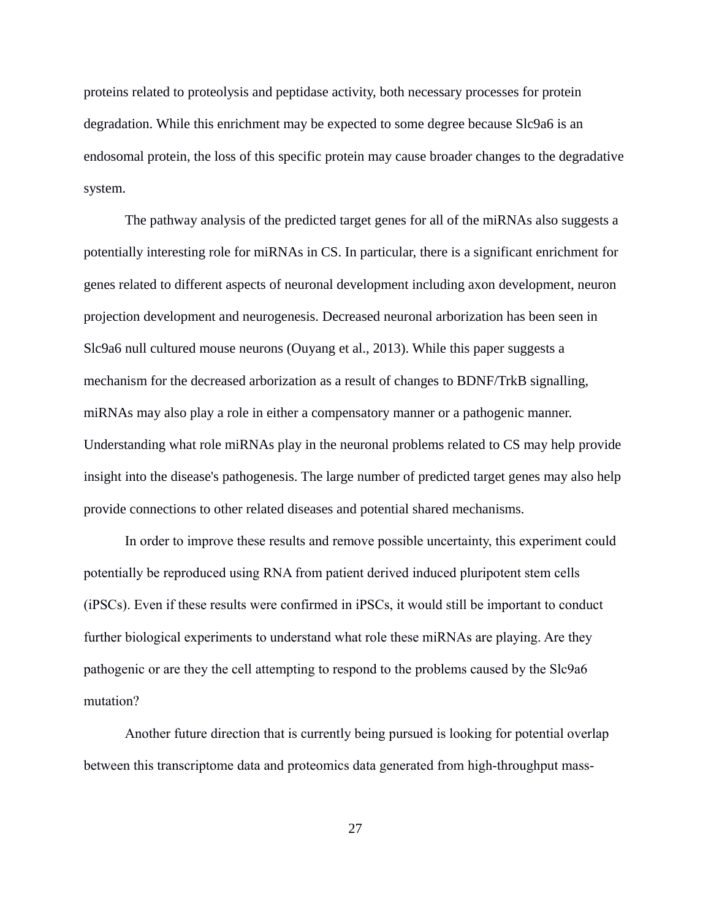proteins related to proteolysis and peptidase activity, both necessary processes for protein degradation. While this enrichment may be expected to some degree because Slc9a6 is an endosomal protein, the loss of this specific protein may cause broader changes to the degradative system.

The pathway analysis of the predicted target genes for all of the miRNAs also suggests a potentially interesting role for miRNAs in CS. In particular, there is a significant enrichment for genes related to different aspects of neuronal development including axon development, neuron projection development and neurogenesis. Decreased neuronal arborization has been seen in Slc9a6 null cultured mouse neurons (Ouyang et al., 2013). While this paper suggests a mechanism for the decreased arborization as a result of changes to BDNF/TrkB signalling, miRNAs may also play a role in either a compensatory manner or a pathogenic manner. Understanding what role miRNAs play in the neuronal problems related to CS may help provide insight into the disease's pathogenesis. The large number of predicted target genes may also help provide connections to other related diseases and potential shared mechanisms.

In order to improve these results and remove possible uncertainty, this experiment could potentially be reproduced using RNA from patient derived induced pluripotent stem cells (iPSCs). Even if these results were confirmed in iPSCs, it would still be important to conduct further biological experiments to understand what role these miRNAs are playing. Are they pathogenic or are they the cell attempting to respond to the problems caused by the Slc9a6 mutation?

Another future direction that is currently being pursued is looking for potential overlap between this transcriptome data and proteomics data generated from high-throughput mass-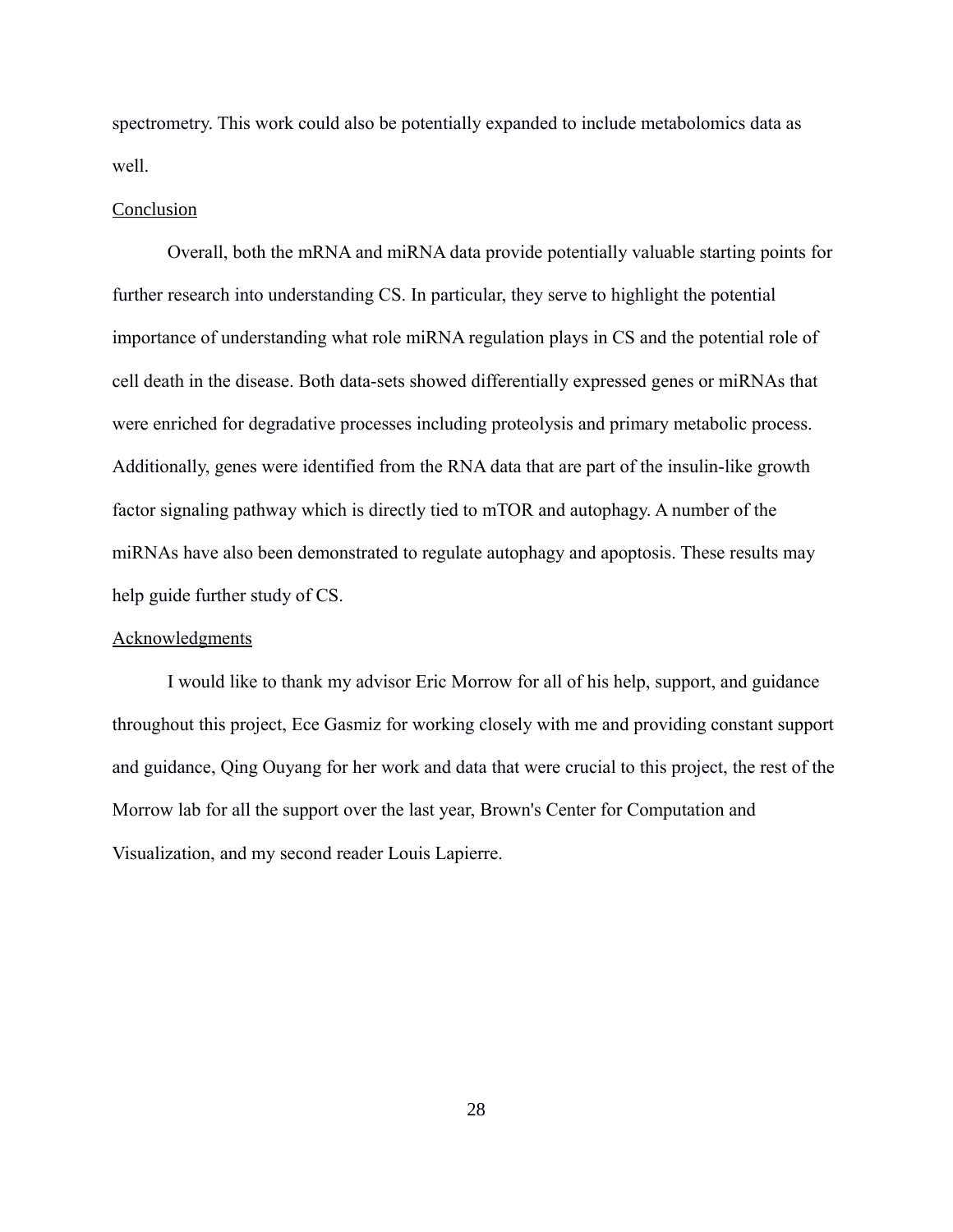spectrometry. This work could also be potentially expanded to include metabolomics data as well.

## Conclusion

Overall, both the mRNA and miRNA data provide potentially valuable starting points for further research into understanding CS. In particular, they serve to highlight the potential importance of understanding what role miRNA regulation plays in CS and the potential role of cell death in the disease. Both data-sets showed differentially expressed genes or miRNAs that were enriched for degradative processes including proteolysis and primary metabolic process. Additionally, genes were identified from the RNA data that are part of the insulin-like growth factor signaling pathway which is directly tied to mTOR and autophagy. A number of the miRNAs have also been demonstrated to regulate autophagy and apoptosis. These results may help guide further study of CS.

## Acknowledgments

I would like to thank my advisor Eric Morrow for all of his help, support, and guidance throughout this project, Ece Gasmiz for working closely with me and providing constant support and guidance, Qing Ouyang for her work and data that were crucial to this project, the rest of the Morrow lab for all the support over the last year, Brown's Center for Computation and Visualization, and my second reader Louis Lapierre.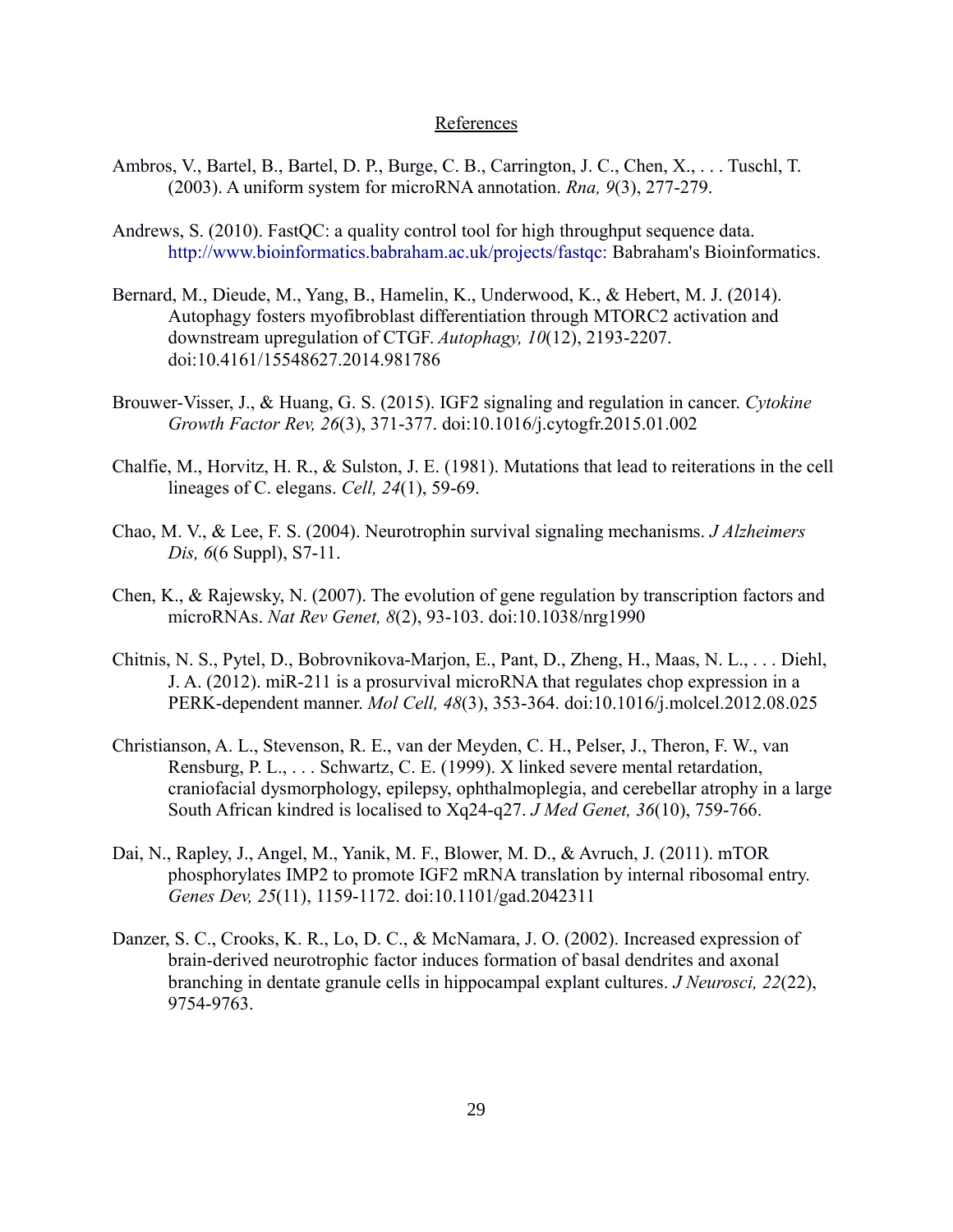# References

Ambros, V., Bartel, B., Bartel, D. P., Burge, C. B., Carrington, J. C., Chen, X., . . . Tuschl, T. (2003). A uniform system for microRNA annotation. *Rna, 9*(3), 277-279.

Andrews, S. (2010). FastQC: a quality control tool for high throughput sequence data. http://www.bioinformatics.babraham.ac.uk/projects/fastqc: Babraham's Bioinformatics.

Bernard, M., Dieude, M., Yang, B., Hamelin, K., Underwood, K., & Hebert, M. J. (2014). Autophagy fosters myofibroblast differentiation through MTORC2 activation and downstream upregulation of CTGF. *Autophagy, 10*(12), 2193-2207. doi:10.4161/15548627.2014.981786

Brouwer-Visser, J., & Huang, G. S. (2015). IGF2 signaling and regulation in cancer. *Cytokine Growth Factor Rev, 26*(3), 371-377. doi:10.1016/j.cytogfr.2015.01.002

Chalfie, M., Horvitz, H. R., & Sulston, J. E. (1981). Mutations that lead to reiterations in the cell lineages of C. elegans. *Cell, 24*(1), 59-69.

Chao, M. V., & Lee, F. S. (2004). Neurotrophin survival signaling mechanisms. *J Alzheimers Dis, 6*(6 Suppl), S7-11.

Chen, K., & Rajewsky, N. (2007). The evolution of gene regulation by transcription factors and microRNAs. *Nat Rev Genet, 8*(2), 93-103. doi:10.1038/nrg1990

Chitnis, N. S., Pytel, D., Bobrovnikova-Marjon, E., Pant, D., Zheng, H., Maas, N. L., . . . Diehl, J. A. (2012). miR-211 is a prosurvival microRNA that regulates chop expression in a PERK-dependent manner. *Mol Cell, 48*(3), 353-364. doi:10.1016/j.molcel.2012.08.025

Christianson, A. L., Stevenson, R. E., van der Meyden, C. H., Pelser, J., Theron, F. W., van Rensburg, P. L., . . . Schwartz, C. E. (1999). X linked severe mental retardation, craniofacial dysmorphology, epilepsy, ophthalmoplegia, and cerebellar atrophy in a large South African kindred is localised to Xq24-q27. *J Med Genet, 36*(10), 759-766.

Dai, N., Rapley, J., Angel, M., Yanik, M. F., Blower, M. D., & Avruch, J. (2011). mTOR phosphorylates IMP2 to promote IGF2 mRNA translation by internal ribosomal entry. *Genes Dev, 25*(11), 1159-1172. doi:10.1101/gad.2042311

Danzer, S. C., Crooks, K. R., Lo, D. C., & McNamara, J. O. (2002). Increased expression of brain-derived neurotrophic factor induces formation of basal dendrites and axonal branching in dentate granule cells in hippocampal explant cultures. *J Neurosci, 22*(22), 9754-9763.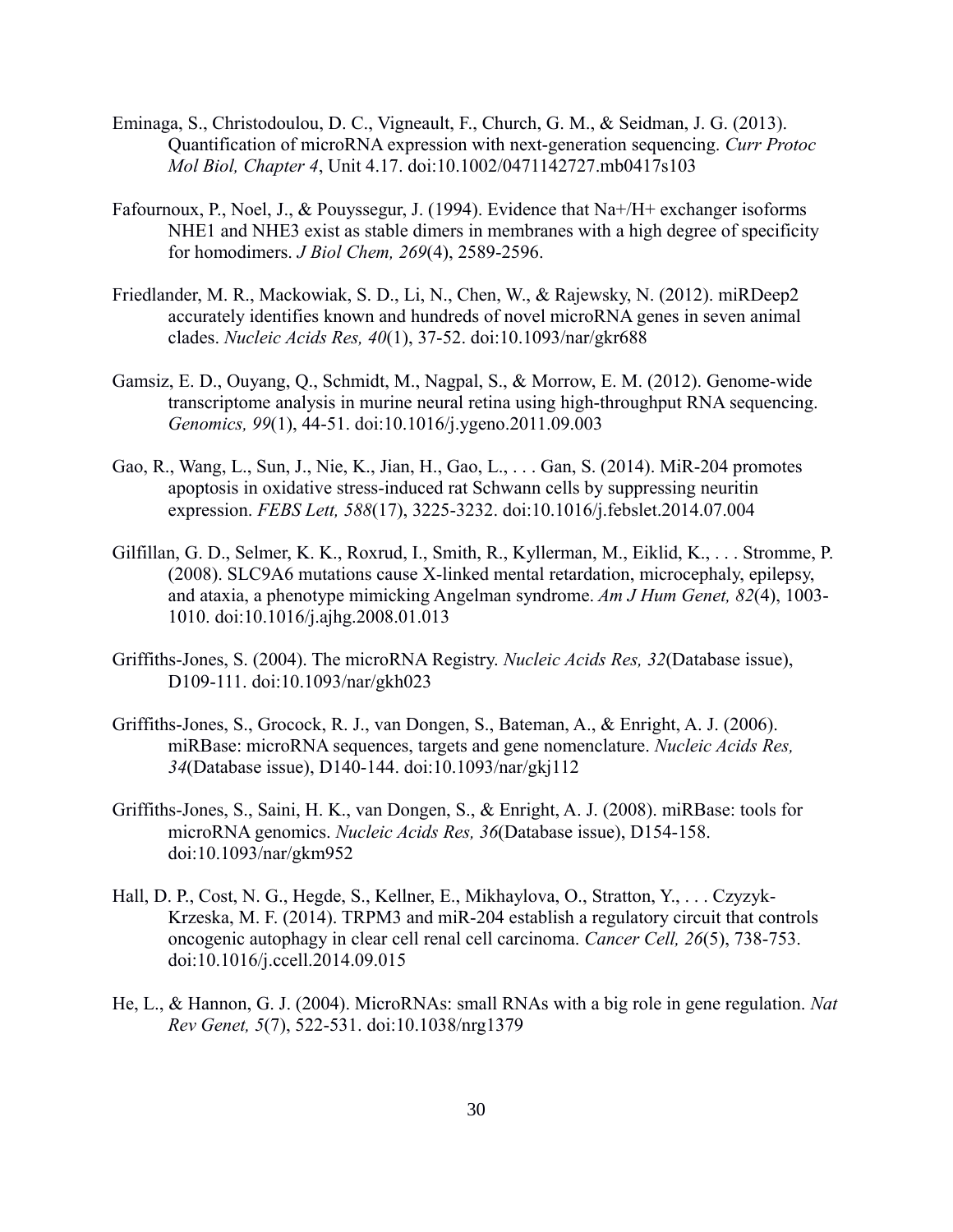Eminaga, S., Christodoulou, D. C., Vigneault, F., Church, G. M., & Seidman, J. G. (2013). Quantification of microRNA expression with next-generation sequencing. *Curr Protoc Mol Biol, Chapter 4*, Unit 4.17. doi:10.1002/0471142727.mb0417s103

Fafournoux, P., Noel, J., & Pouyssegur, J. (1994). Evidence that Na+/H+ exchanger isoforms NHE1 and NHE3 exist as stable dimers in membranes with a high degree of specificity for homodimers. *J Biol Chem, 269*(4), 2589-2596.

Friedlander, M. R., Mackowiak, S. D., Li, N., Chen, W., & Rajewsky, N. (2012). miRDeep2 accurately identifies known and hundreds of novel microRNA genes in seven animal clades. *Nucleic Acids Res, 40*(1), 37-52. doi:10.1093/nar/gkr688

Gamsiz, E. D., Ouyang, Q., Schmidt, M., Nagpal, S., & Morrow, E. M. (2012). Genome-wide transcriptome analysis in murine neural retina using high-throughput RNA sequencing. *Genomics, 99*(1), 44-51. doi:10.1016/j.ygeno.2011.09.003

Gao, R., Wang, L., Sun, J., Nie, K., Jian, H., Gao, L., . . . Gan, S. (2014). MiR-204 promotes apoptosis in oxidative stress-induced rat Schwann cells by suppressing neuritin expression. *FEBS Lett, 588*(17), 3225-3232. doi:10.1016/j.febslet.2014.07.004

Gilfillan, G. D., Selmer, K. K., Roxrud, I., Smith, R., Kyllerman, M., Eiklid, K., . . . Stromme, P. (2008). SLC9A6 mutations cause X-linked mental retardation, microcephaly, epilepsy, and ataxia, a phenotype mimicking Angelman syndrome. *Am J Hum Genet, 82*(4), 1003-1010. doi:10.1016/j.ajhg.2008.01.013

Griffiths-Jones, S. (2004). The microRNA Registry. *Nucleic Acids Res, 32*(Database issue), D109-111. doi:10.1093/nar/gkh023

Griffiths-Jones, S., Grocock, R. J., van Dongen, S., Bateman, A., & Enright, A. J. (2006). miRBase: microRNA sequences, targets and gene nomenclature. *Nucleic Acids Res, 34*(Database issue), D140-144. doi:10.1093/nar/gkj112

Griffiths-Jones, S., Saini, H. K., van Dongen, S., & Enright, A. J. (2008). miRBase: tools for microRNA genomics. *Nucleic Acids Res, 36*(Database issue), D154-158. doi:10.1093/nar/gkm952

Hall, D. P., Cost, N. G., Hegde, S., Kellner, E., Mikhaylova, O., Stratton, Y., . . . Czyzyk-Krzeska, M. F. (2014). TRPM3 and miR-204 establish a regulatory circuit that controls oncogenic autophagy in clear cell renal cell carcinoma. *Cancer Cell, 26*(5), 738-753. doi:10.1016/j.ccell.2014.09.015

He, L., & Hannon, G. J. (2004). MicroRNAs: small RNAs with a big role in gene regulation. *Nat Rev Genet, 5*(7), 522-531. doi:10.1038/nrg1379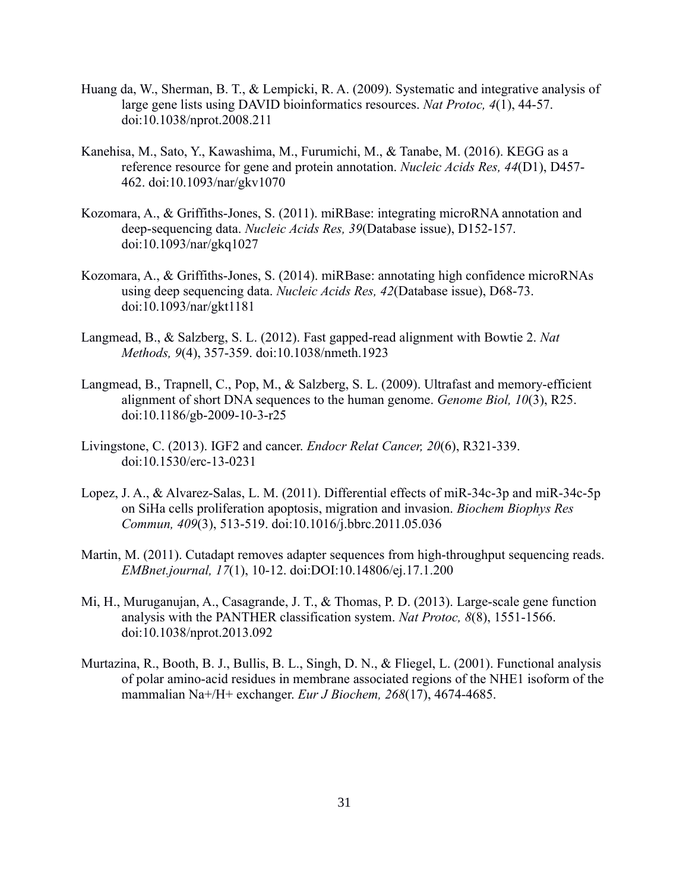Huang da, W., Sherman, B. T., & Lempicki, R. A. (2009). Systematic and integrative analysis of large gene lists using DAVID bioinformatics resources. *Nat Protoc, 4*(1), 44-57. doi:10.1038/nprot.2008.211

Kanehisa, M., Sato, Y., Kawashima, M., Furumichi, M., & Tanabe, M. (2016). KEGG as a reference resource for gene and protein annotation. *Nucleic Acids Res, 44*(D1), D457-462. doi:10.1093/nar/gkv1070

Kozomara, A., & Griffiths-Jones, S. (2011). miRBase: integrating microRNA annotation and deep-sequencing data. *Nucleic Acids Res, 39*(Database issue), D152-157. doi:10.1093/nar/gkq1027

Kozomara, A., & Griffiths-Jones, S. (2014). miRBase: annotating high confidence microRNAs using deep sequencing data. *Nucleic Acids Res, 42*(Database issue), D68-73. doi:10.1093/nar/gkt1181

Langmead, B., & Salzberg, S. L. (2012). Fast gapped-read alignment with Bowtie 2. *Nat Methods, 9*(4), 357-359. doi:10.1038/nmeth.1923

Langmead, B., Trapnell, C., Pop, M., & Salzberg, S. L. (2009). Ultrafast and memory-efficient alignment of short DNA sequences to the human genome. *Genome Biol, 10*(3), R25. doi:10.1186/gb-2009-10-3-r25

Livingstone, C. (2013). IGF2 and cancer. *Endocr Relat Cancer, 20*(6), R321-339. doi:10.1530/erc-13-0231

Lopez, J. A., & Alvarez-Salas, L. M. (2011). Differential effects of miR-34c-3p and miR-34c-5p on SiHa cells proliferation apoptosis, migration and invasion. *Biochem Biophys Res Commun, 409*(3), 513-519. doi:10.1016/j.bbrc.2011.05.036

Martin, M. (2011). Cutadapt removes adapter sequences from high-throughput sequencing reads. *EMBnet.journal, 17*(1), 10-12. doi:DOI:10.14806/ej.17.1.200

Mi, H., Muruganujan, A., Casagrande, J. T., & Thomas, P. D. (2013). Large-scale gene function analysis with the PANTHER classification system. *Nat Protoc, 8*(8), 1551-1566. doi:10.1038/nprot.2013.092

Murtazina, R., Booth, B. J., Bullis, B. L., Singh, D. N., & Fliegel, L. (2001). Functional analysis of polar amino-acid residues in membrane associated regions of the NHE1 isoform of the mammalian Na+/H+ exchanger. *Eur J Biochem, 268*(17), 4674-4685.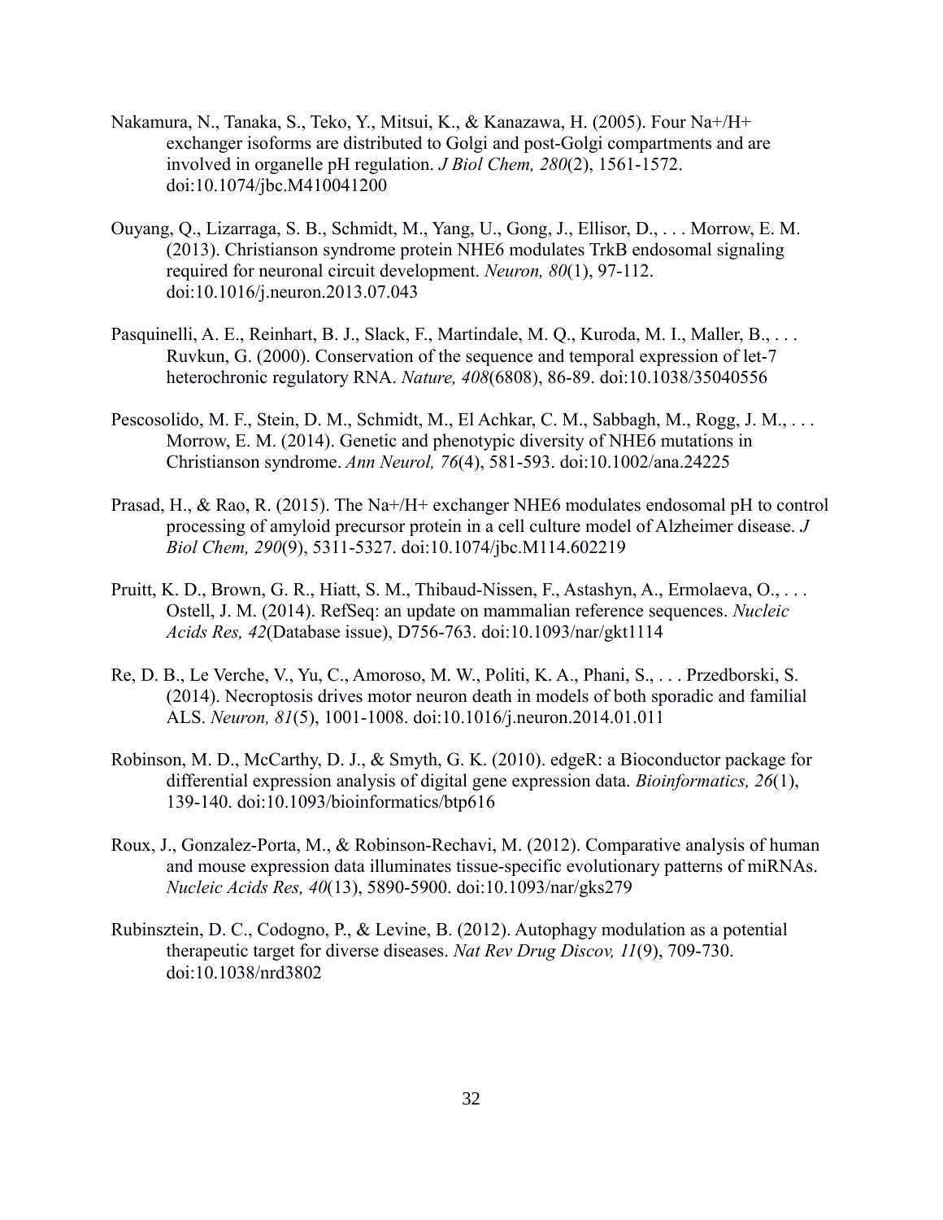Nakamura, N., Tanaka, S., Teko, Y., Mitsui, K., & Kanazawa, H. (2005). Four Na+/H+ exchanger isoforms are distributed to Golgi and post-Golgi compartments and are involved in organelle pH regulation. *J Biol Chem, 280*(2), 1561-1572. doi:10.1074/jbc.M410041200

Ouyang, Q., Lizarraga, S. B., Schmidt, M., Yang, U., Gong, J., Ellisor, D., . . . Morrow, E. M. (2013). Christianson syndrome protein NHE6 modulates TrkB endosomal signaling required for neuronal circuit development. *Neuron, 80*(1), 97-112. doi:10.1016/j.neuron.2013.07.043

Pasquinelli, A. E., Reinhart, B. J., Slack, F., Martindale, M. Q., Kuroda, M. I., Maller, B., . . . Ruvkun, G. (2000). Conservation of the sequence and temporal expression of let-7 heterochronic regulatory RNA. *Nature, 408*(6808), 86-89. doi:10.1038/35040556

Pescosolido, M. F., Stein, D. M., Schmidt, M., El Achkar, C. M., Sabbagh, M., Rogg, J. M., . . . Morrow, E. M. (2014). Genetic and phenotypic diversity of NHE6 mutations in Christianson syndrome. *Ann Neurol, 76*(4), 581-593. doi:10.1002/ana.24225

Prasad, H., & Rao, R. (2015). The Na+/H+ exchanger NHE6 modulates endosomal pH to control processing of amyloid precursor protein in a cell culture model of Alzheimer disease. *J Biol Chem, 290*(9), 5311-5327. doi:10.1074/jbc.M114.602219

Pruitt, K. D., Brown, G. R., Hiatt, S. M., Thibaud-Nissen, F., Astashyn, A., Ermolaeva, O., . . . Ostell, J. M. (2014). RefSeq: an update on mammalian reference sequences. *Nucleic Acids Res, 42*(Database issue), D756-763. doi:10.1093/nar/gkt1114

Re, D. B., Le Verche, V., Yu, C., Amoroso, M. W., Politi, K. A., Phani, S., . . . Przedborski, S. (2014). Necroptosis drives motor neuron death in models of both sporadic and familial ALS. *Neuron, 81*(5), 1001-1008. doi:10.1016/j.neuron.2014.01.011

Robinson, M. D., McCarthy, D. J., & Smyth, G. K. (2010). edgeR: a Bioconductor package for differential expression analysis of digital gene expression data. *Bioinformatics, 26*(1), 139-140. doi:10.1093/bioinformatics/btp616

Roux, J., Gonzalez-Porta, M., & Robinson-Rechavi, M. (2012). Comparative analysis of human and mouse expression data illuminates tissue-specific evolutionary patterns of miRNAs. *Nucleic Acids Res, 40*(13), 5890-5900. doi:10.1093/nar/gks279

Rubinsztein, D. C., Codogno, P., & Levine, B. (2012). Autophagy modulation as a potential therapeutic target for diverse diseases. *Nat Rev Drug Discov, 11*(9), 709-730. doi:10.1038/nrd3802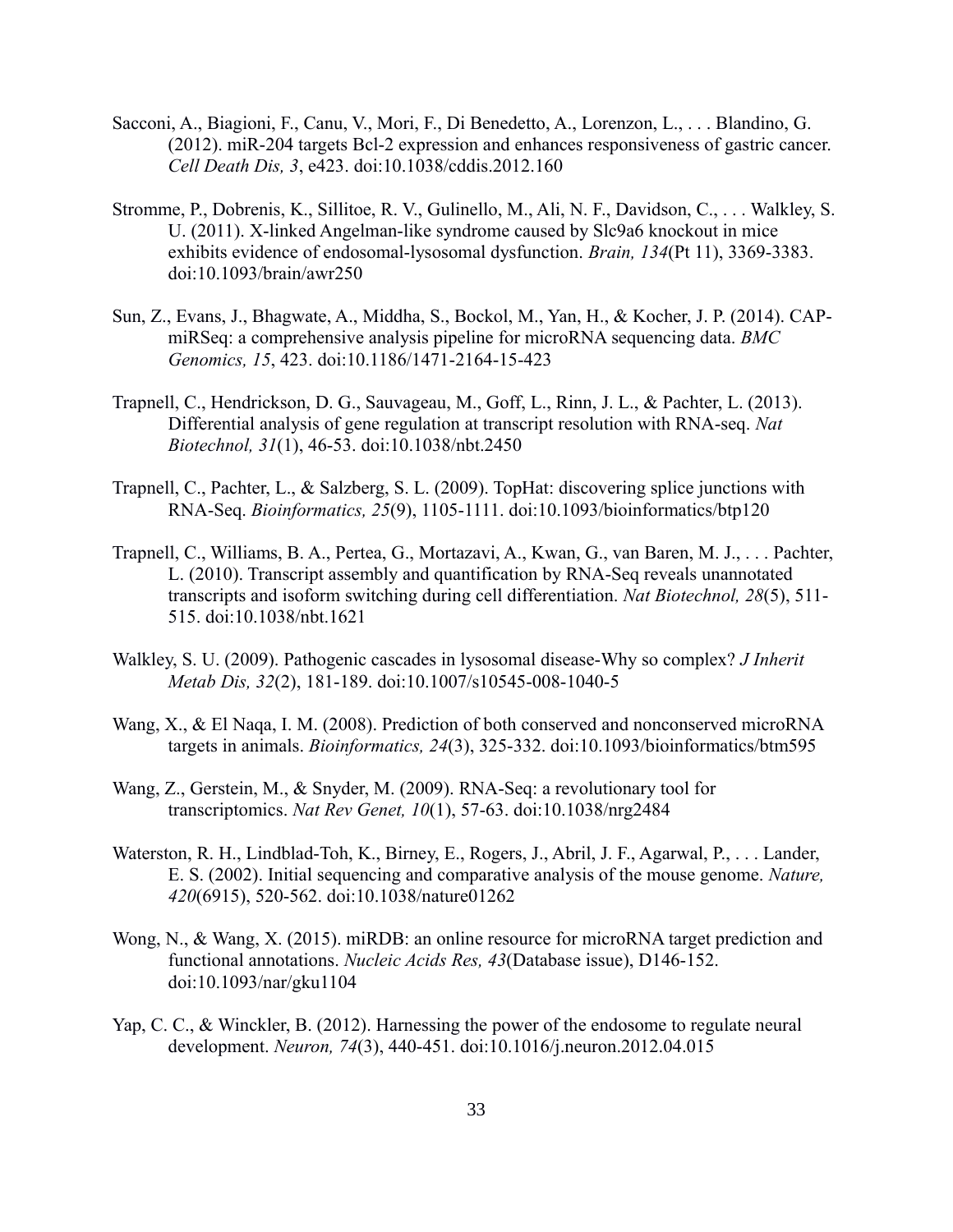Sacconi, A., Biagioni, F., Canu, V., Mori, F., Di Benedetto, A., Lorenzon, L., . . . Blandino, G. (2012). miR-204 targets Bcl-2 expression and enhances responsiveness of gastric cancer. *Cell Death Dis, 3*, e423. doi:10.1038/cddis.2012.160

Stromme, P., Dobrenis, K., Sillitoe, R. V., Gulinello, M., Ali, N. F., Davidson, C., . . . Walkley, S. U. (2011). X-linked Angelman-like syndrome caused by Slc9a6 knockout in mice exhibits evidence of endosomal-lysosomal dysfunction. *Brain, 134*(Pt 11), 3369-3383. doi:10.1093/brain/awr250

Sun, Z., Evans, J., Bhagwate, A., Middha, S., Bockol, M., Yan, H., & Kocher, J. P. (2014). CAP-miRSeq: a comprehensive analysis pipeline for microRNA sequencing data. *BMC Genomics, 15*, 423. doi:10.1186/1471-2164-15-423

Trapnell, C., Hendrickson, D. G., Sauvageau, M., Goff, L., Rinn, J. L., & Pachter, L. (2013). Differential analysis of gene regulation at transcript resolution with RNA-seq. *Nat Biotechnol, 31*(1), 46-53. doi:10.1038/nbt.2450

Trapnell, C., Pachter, L., & Salzberg, S. L. (2009). TopHat: discovering splice junctions with RNA-Seq. *Bioinformatics, 25*(9), 1105-1111. doi:10.1093/bioinformatics/btp120

Trapnell, C., Williams, B. A., Pertea, G., Mortazavi, A., Kwan, G., van Baren, M. J., . . . Pachter, L. (2010). Transcript assembly and quantification by RNA-Seq reveals unannotated transcripts and isoform switching during cell differentiation. *Nat Biotechnol, 28*(5), 511-515. doi:10.1038/nbt.1621

Walkley, S. U. (2009). Pathogenic cascades in lysosomal disease-Why so complex? *J Inherit Metab Dis, 32*(2), 181-189. doi:10.1007/s10545-008-1040-5

Wang, X., & El Naqa, I. M. (2008). Prediction of both conserved and nonconserved microRNA targets in animals. *Bioinformatics, 24*(3), 325-332. doi:10.1093/bioinformatics/btm595

Wang, Z., Gerstein, M., & Snyder, M. (2009). RNA-Seq: a revolutionary tool for transcriptomics. *Nat Rev Genet, 10*(1), 57-63. doi:10.1038/nrg2484

Waterston, R. H., Lindblad-Toh, K., Birney, E., Rogers, J., Abril, J. F., Agarwal, P., . . . Lander, E. S. (2002). Initial sequencing and comparative analysis of the mouse genome. *Nature, 420*(6915), 520-562. doi:10.1038/nature01262

Wong, N., & Wang, X. (2015). miRDB: an online resource for microRNA target prediction and functional annotations. *Nucleic Acids Res, 43*(Database issue), D146-152. doi:10.1093/nar/gku1104

Yap, C. C., & Winckler, B. (2012). Harnessing the power of the endosome to regulate neural development. *Neuron, 74*(3), 440-451. doi:10.1016/j.neuron.2012.04.015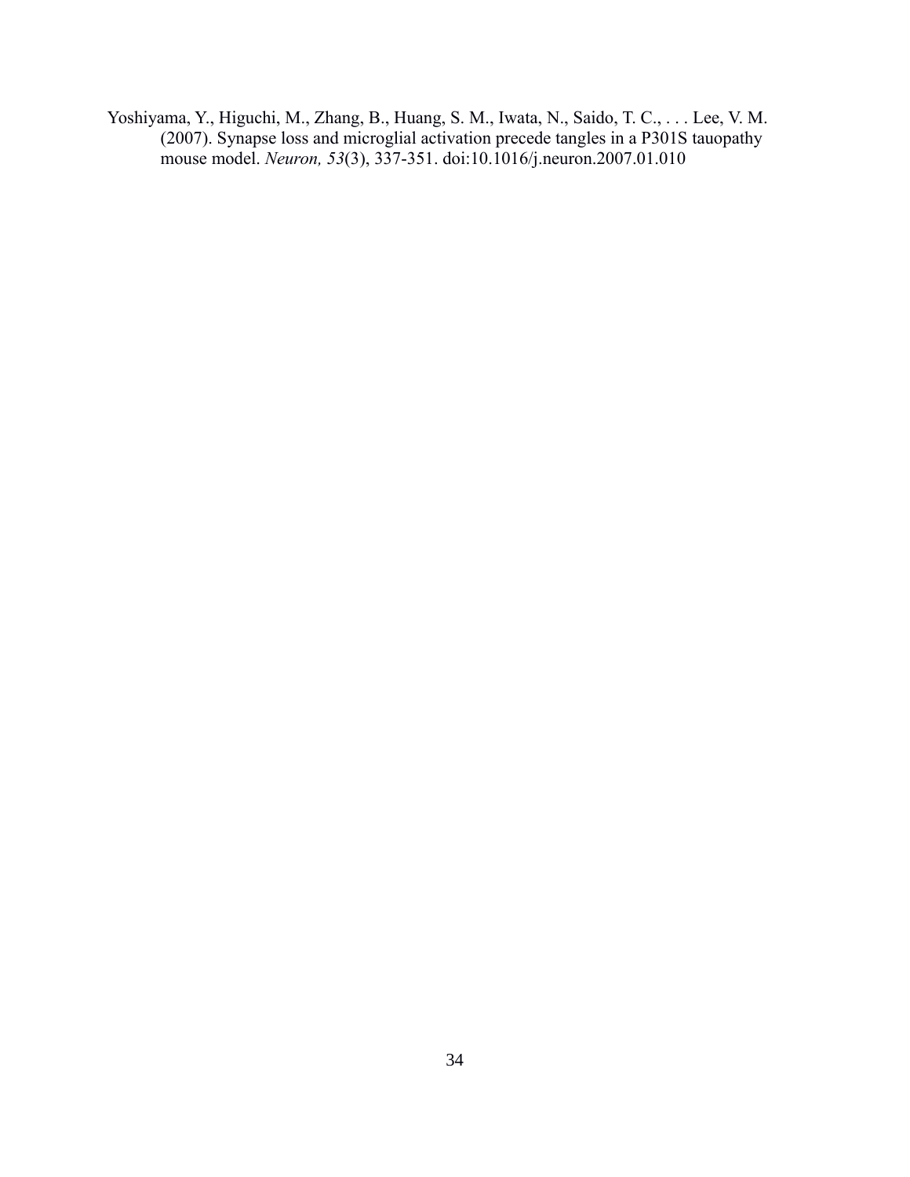Yoshiyama, Y., Higuchi, M., Zhang, B., Huang, S. M., Iwata, N., Saido, T. C., . . . Lee, V. M. (2007). Synapse loss and microglial activation precede tangles in a P301S tauopathy mouse model. *Neuron, 53*(3), 337-351. doi:10.1016/j.neuron.2007.01.010